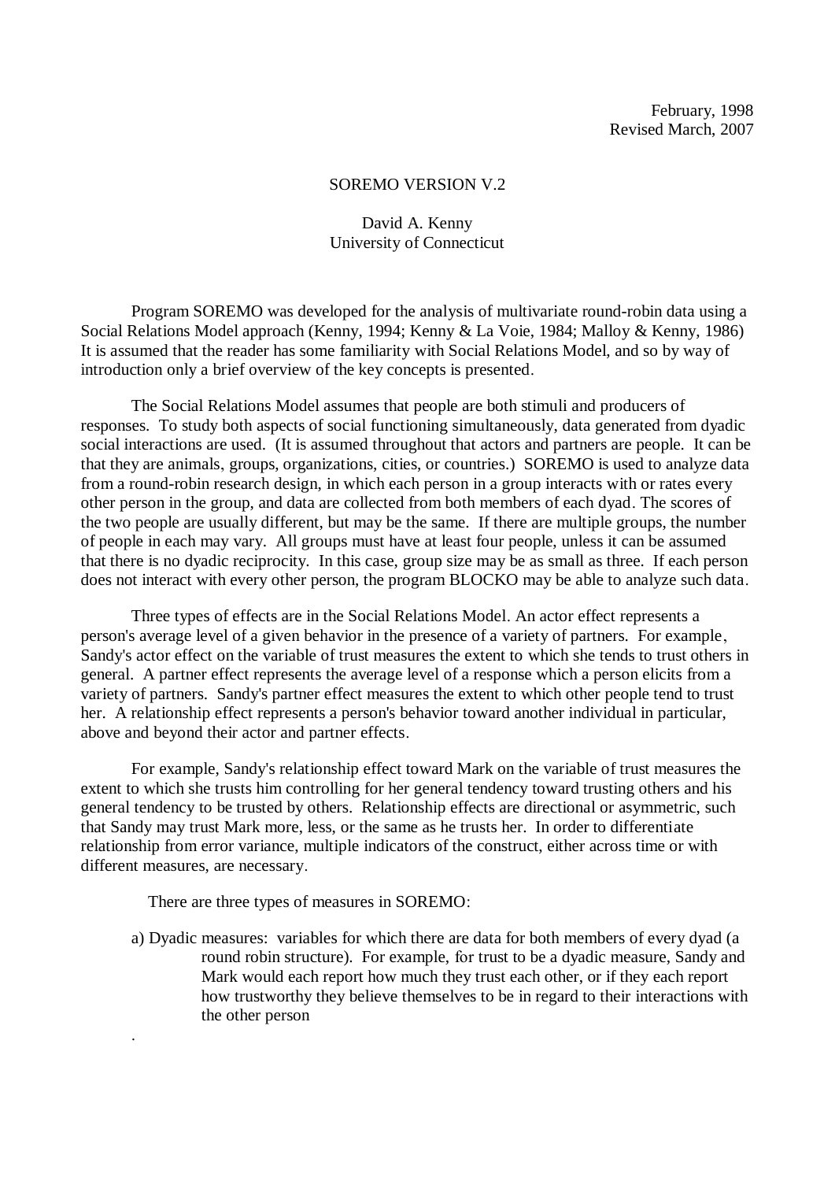February, 1998
Revised March, 2007

# SOREMO VERSION V.2

David A. Kenny
University of Connecticut

Program SOREMO was developed for the analysis of multivariate round-robin data using a Social Relations Model approach (Kenny, 1994; Kenny & La Voie, 1984; Malloy & Kenny, 1986) It is assumed that the reader has some familiarity with Social Relations Model, and so by way of introduction only a brief overview of the key concepts is presented.

The Social Relations Model assumes that people are both stimuli and producers of responses. To study both aspects of social functioning simultaneously, data generated from dyadic social interactions are used. (It is assumed throughout that actors and partners are people. It can be that they are animals, groups, organizations, cities, or countries.) SOREMO is used to analyze data from a round-robin research design, in which each person in a group interacts with or rates every other person in the group, and data are collected from both members of each dyad. The scores of the two people are usually different, but may be the same. If there are multiple groups, the number of people in each may vary. All groups must have at least four people, unless it can be assumed that there is no dyadic reciprocity. In this case, group size may be as small as three. If each person does not interact with every other person, the program BLOCKO may be able to analyze such data.

Three types of effects are in the Social Relations Model. An actor effect represents a person's average level of a given behavior in the presence of a variety of partners. For example, Sandy's actor effect on the variable of trust measures the extent to which she tends to trust others in general. A partner effect represents the average level of a response which a person elicits from a variety of partners. Sandy's partner effect measures the extent to which other people tend to trust her. A relationship effect represents a person's behavior toward another individual in particular, above and beyond their actor and partner effects.

For example, Sandy's relationship effect toward Mark on the variable of trust measures the extent to which she trusts him controlling for her general tendency toward trusting others and his general tendency to be trusted by others. Relationship effects are directional or asymmetric, such that Sandy may trust Mark more, less, or the same as he trusts her. In order to differentiate relationship from error variance, multiple indicators of the construct, either across time or with different measures, are necessary.

There are three types of measures in SOREMO:

a) Dyadic measures: variables for which there are data for both members of every dyad (a round robin structure). For example, for trust to be a dyadic measure, Sandy and Mark would each report how much they trust each other, or if they each report how trustworthy they believe themselves to be in regard to their interactions with the other person

.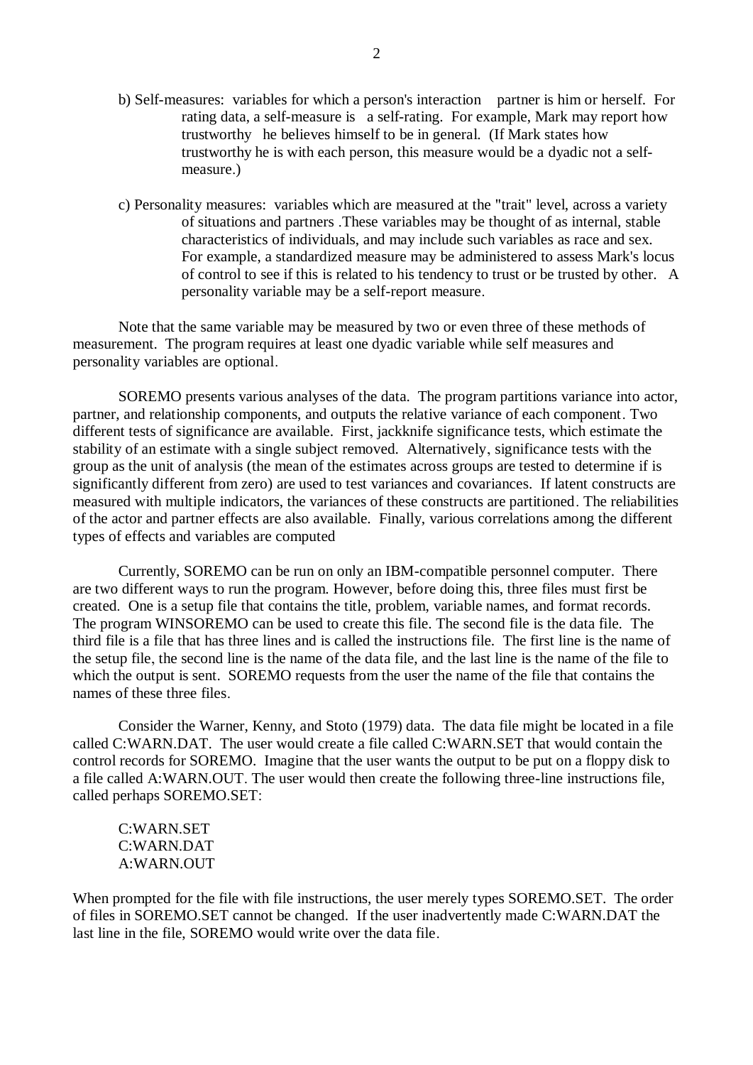b) Self-measures: variables for which a person's interaction partner is him or herself. For rating data, a self-measure is a self-rating. For example, Mark may report how trustworthy he believes himself to be in general. (If Mark states how trustworthy he is with each person, this measure would be a dyadic not a self-measure.)

c) Personality measures: variables which are measured at the "trait" level, across a variety of situations and partners .These variables may be thought of as internal, stable characteristics of individuals, and may include such variables as race and sex. For example, a standardized measure may be administered to assess Mark's locus of control to see if this is related to his tendency to trust or be trusted by other. A personality variable may be a self-report measure.

Note that the same variable may be measured by two or even three of these methods of measurement. The program requires at least one dyadic variable while self measures and personality variables are optional.

SOREMO presents various analyses of the data. The program partitions variance into actor, partner, and relationship components, and outputs the relative variance of each component. Two different tests of significance are available. First, jackknife significance tests, which estimate the stability of an estimate with a single subject removed. Alternatively, significance tests with the group as the unit of analysis (the mean of the estimates across groups are tested to determine if is significantly different from zero) are used to test variances and covariances. If latent constructs are measured with multiple indicators, the variances of these constructs are partitioned. The reliabilities of the actor and partner effects are also available. Finally, various correlations among the different types of effects and variables are computed

Currently, SOREMO can be run on only an IBM-compatible personnel computer. There are two different ways to run the program. However, before doing this, three files must first be created. One is a setup file that contains the title, problem, variable names, and format records. The program WINSOREMO can be used to create this file. The second file is the data file. The third file is a file that has three lines and is called the instructions file. The first line is the name of the setup file, the second line is the name of the data file, and the last line is the name of the file to which the output is sent. SOREMO requests from the user the name of the file that contains the names of these three files.

Consider the Warner, Kenny, and Stoto (1979) data. The data file might be located in a file called C:WARN.DAT. The user would create a file called C:WARN.SET that would contain the control records for SOREMO. Imagine that the user wants the output to be put on a floppy disk to a file called A:WARN.OUT. The user would then create the following three-line instructions file, called perhaps SOREMO.SET:

```
C:WARN.SET
C:WARN.DAT
A:WARN.OUT
```

When prompted for the file with file instructions, the user merely types SOREMO.SET. The order of files in SOREMO.SET cannot be changed. If the user inadvertently made C:WARN.DAT the last line in the file, SOREMO would write over the data file.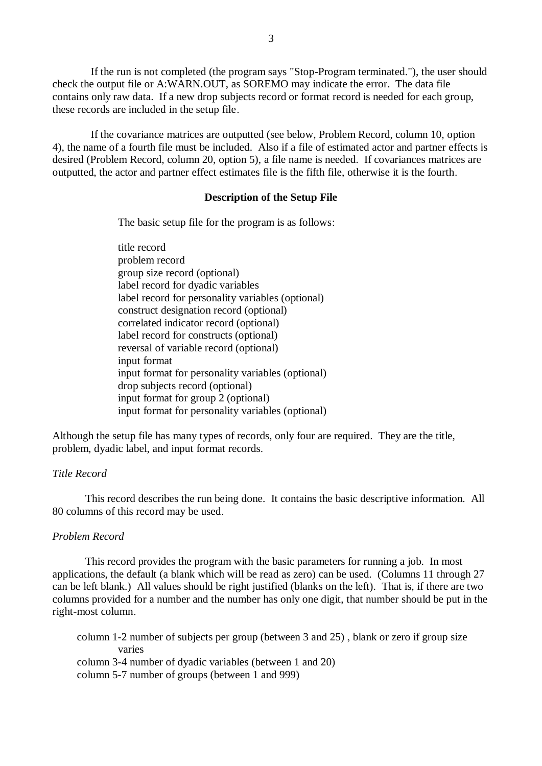If the run is not completed (the program says "Stop-Program terminated."), the user should check the output file or A:WARN.OUT, as SOREMO may indicate the error. The data file contains only raw data. If a new drop subjects record or format record is needed for each group, these records are included in the setup file.

If the covariance matrices are outputted (see below, Problem Record, column 10, option 4), the name of a fourth file must be included. Also if a file of estimated actor and partner effects is desired (Problem Record, column 20, option 5), a file name is needed. If covariances matrices are outputted, the actor and partner effect estimates file is the fifth file, otherwise it is the fourth.

### Description of the Setup File

The basic setup file for the program is as follows:

title record
problem record
group size record (optional)
label record for dyadic variables
label record for personality variables (optional)
construct designation record (optional)
correlated indicator record (optional)
label record for constructs (optional)
reversal of variable record (optional)
input format
input format for personality variables (optional)
drop subjects record (optional)
input format for group 2 (optional)
input format for personality variables (optional)

Although the setup file has many types of records, only four are required. They are the title, problem, dyadic label, and input format records.

*Title Record*

This record describes the run being done. It contains the basic descriptive information. All 80 columns of this record may be used.

*Problem Record*

This record provides the program with the basic parameters for running a job. In most applications, the default (a blank which will be read as zero) can be used. (Columns 11 through 27 can be left blank.) All values should be right justified (blanks on the left). That is, if there are two columns provided for a number and the number has only one digit, that number should be put in the right-most column.

column 1-2 number of subjects per group (between 3 and 25) , blank or zero if group size varies
column 3-4 number of dyadic variables (between 1 and 20)
column 5-7 number of groups (between 1 and 999)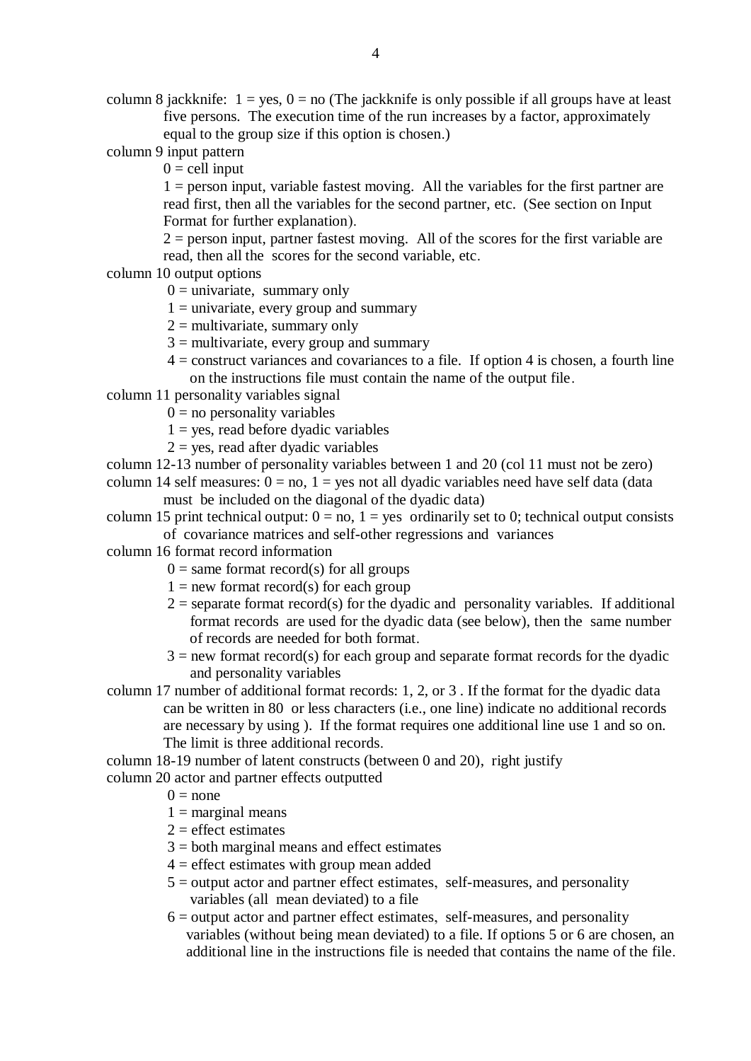column 8 jackknife: 1 = yes, 0 = no (The jackknife is only possible if all groups have at least five persons. The execution time of the run increases by a factor, approximately equal to the group size if this option is chosen.)

column 9 input pattern

- 0 = cell input
- 1 = person input, variable fastest moving. All the variables for the first partner are read first, then all the variables for the second partner, etc. (See section on Input Format for further explanation).
- 2 = person input, partner fastest moving. All of the scores for the first variable are read, then all the scores for the second variable, etc.

column 10 output options

- 0 = univariate, summary only
- 1 = univariate, every group and summary
- 2 = multivariate, summary only
- 3 = multivariate, every group and summary
- 4 = construct variances and covariances to a file. If option 4 is chosen, a fourth line on the instructions file must contain the name of the output file.

column 11 personality variables signal

- 0 = no personality variables
- 1 = yes, read before dyadic variables
- 2 = yes, read after dyadic variables

column 12-13 number of personality variables between 1 and 20 (col 11 must not be zero)

column 14 self measures: 0 = no, 1 = yes not all dyadic variables need have self data (data must be included on the diagonal of the dyadic data)

column 15 print technical output: 0 = no, 1 = yes ordinarily set to 0; technical output consists of covariance matrices and self-other regressions and variances

column 16 format record information

- 0 = same format record(s) for all groups
- 1 = new format record(s) for each group
- 2 = separate format record(s) for the dyadic and personality variables. If additional format records are used for the dyadic data (see below), then the same number of records are needed for both format.
- 3 = new format record(s) for each group and separate format records for the dyadic and personality variables

column 17 number of additional format records: 1, 2, or 3 . If the format for the dyadic data can be written in 80 or less characters (i.e., one line) indicate no additional records are necessary by using ). If the format requires one additional line use 1 and so on. The limit is three additional records.

column 18-19 number of latent constructs (between 0 and 20), right justify

column 20 actor and partner effects outputted

- 0 = none
- 1 = marginal means
- 2 = effect estimates
- 3 = both marginal means and effect estimates
- 4 = effect estimates with group mean added
- 5 = output actor and partner effect estimates, self-measures, and personality variables (all mean deviated) to a file
- 6 = output actor and partner effect estimates, self-measures, and personality variables (without being mean deviated) to a file. If options 5 or 6 are chosen, an additional line in the instructions file is needed that contains the name of the file.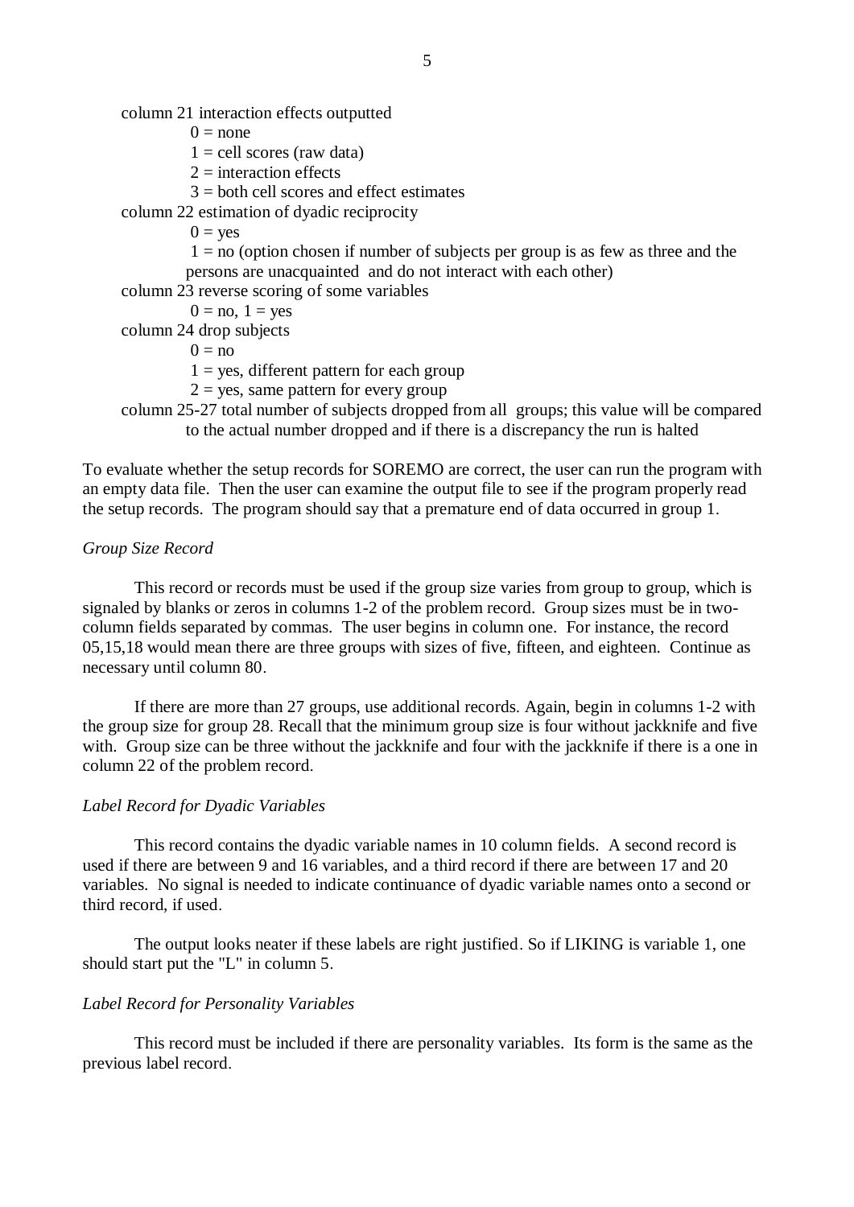column 21 interaction effects outputted

- 0 = none
- 1 = cell scores (raw data)
- 2 = interaction effects
- 3 = both cell scores and effect estimates

column 22 estimation of dyadic reciprocity

- 0 = yes
- 1 = no (option chosen if number of subjects per group is as few as three and the persons are unacquainted and do not interact with each other)

column 23 reverse scoring of some variables

- 0 = no, 1 = yes

column 24 drop subjects

- 0 = no
- 1 = yes, different pattern for each group
- 2 = yes, same pattern for every group

column 25-27 total number of subjects dropped from all groups; this value will be compared to the actual number dropped and if there is a discrepancy the run is halted

To evaluate whether the setup records for SOREMO are correct, the user can run the program with an empty data file. Then the user can examine the output file to see if the program properly read the setup records. The program should say that a premature end of data occurred in group 1.

*Group Size Record*

This record or records must be used if the group size varies from group to group, which is signaled by blanks or zeros in columns 1-2 of the problem record. Group sizes must be in two-column fields separated by commas. The user begins in column one. For instance, the record 05,15,18 would mean there are three groups with sizes of five, fifteen, and eighteen. Continue as necessary until column 80.

If there are more than 27 groups, use additional records. Again, begin in columns 1-2 with the group size for group 28. Recall that the minimum group size is four without jackknife and five with. Group size can be three without the jackknife and four with the jackknife if there is a one in column 22 of the problem record.

*Label Record for Dyadic Variables*

This record contains the dyadic variable names in 10 column fields. A second record is used if there are between 9 and 16 variables, and a third record if there are between 17 and 20 variables. No signal is needed to indicate continuance of dyadic variable names onto a second or third record, if used.

The output looks neater if these labels are right justified. So if LIKING is variable 1, one should start put the "L" in column 5.

*Label Record for Personality Variables*

This record must be included if there are personality variables. Its form is the same as the previous label record.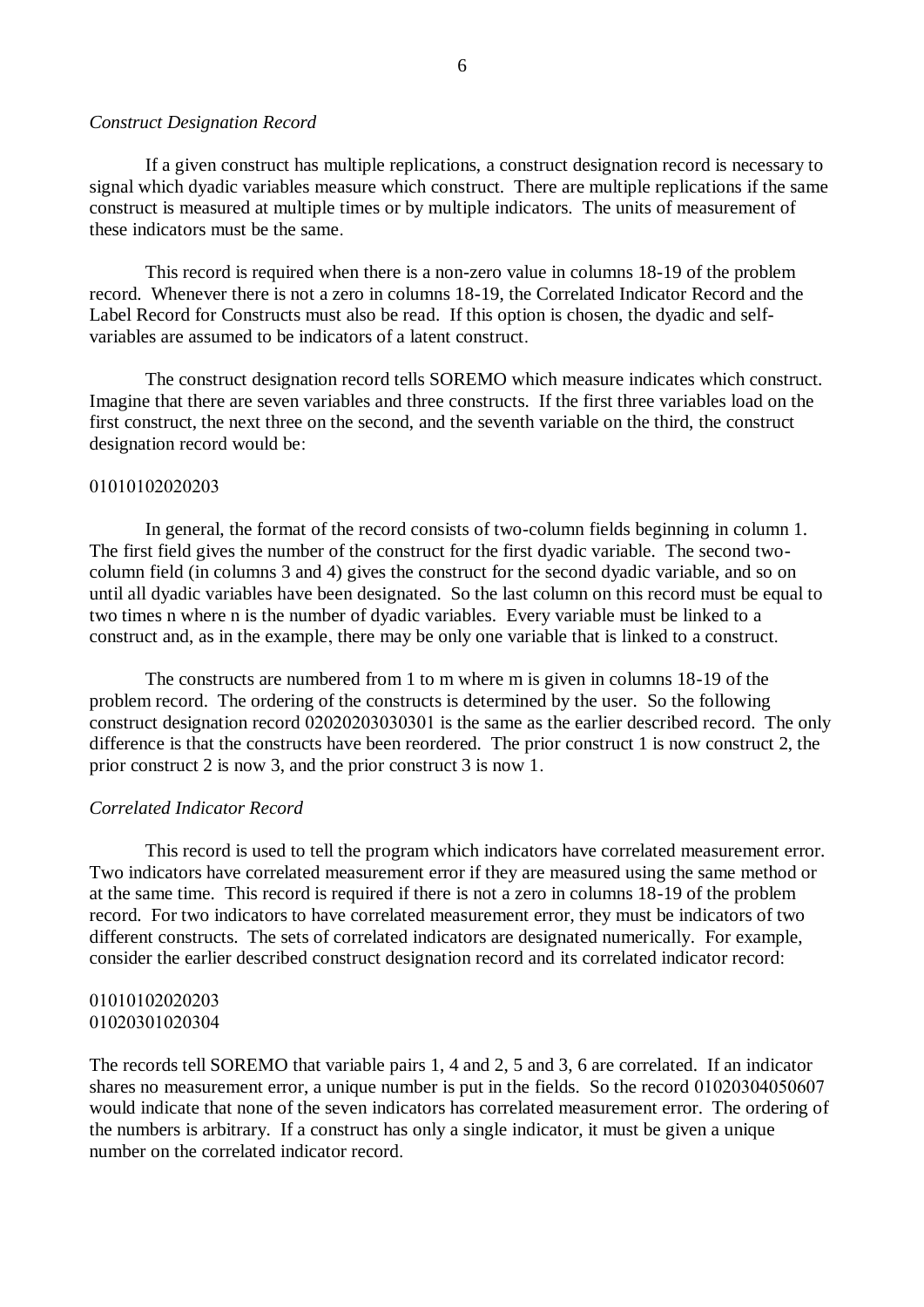*Construct Designation Record*

If a given construct has multiple replications, a construct designation record is necessary to signal which dyadic variables measure which construct. There are multiple replications if the same construct is measured at multiple times or by multiple indicators. The units of measurement of these indicators must be the same.

This record is required when there is a non-zero value in columns 18-19 of the problem record. Whenever there is not a zero in columns 18-19, the Correlated Indicator Record and the Label Record for Constructs must also be read. If this option is chosen, the dyadic and self-variables are assumed to be indicators of a latent construct.

The construct designation record tells SOREMO which measure indicates which construct. Imagine that there are seven variables and three constructs. If the first three variables load on the first construct, the next three on the second, and the seventh variable on the third, the construct designation record would be:

```
01010102020203
```

In general, the format of the record consists of two-column fields beginning in column 1. The first field gives the number of the construct for the first dyadic variable. The second two-column field (in columns 3 and 4) gives the construct for the second dyadic variable, and so on until all dyadic variables have been designated. So the last column on this record must be equal to two times n where n is the number of dyadic variables. Every variable must be linked to a construct and, as in the example, there may be only one variable that is linked to a construct.

The constructs are numbered from 1 to m where m is given in columns 18-19 of the problem record. The ordering of the constructs is determined by the user. So the following construct designation record 02020203030301 is the same as the earlier described record. The only difference is that the constructs have been reordered. The prior construct 1 is now construct 2, the prior construct 2 is now 3, and the prior construct 3 is now 1.

*Correlated Indicator Record*

This record is used to tell the program which indicators have correlated measurement error. Two indicators have correlated measurement error if they are measured using the same method or at the same time. This record is required if there is not a zero in columns 18-19 of the problem record. For two indicators to have correlated measurement error, they must be indicators of two different constructs. The sets of correlated indicators are designated numerically. For example, consider the earlier described construct designation record and its correlated indicator record:

```
01010102020203
01020301020304
```

The records tell SOREMO that variable pairs 1, 4 and 2, 5 and 3, 6 are correlated. If an indicator shares no measurement error, a unique number is put in the fields. So the record 01020304050607 would indicate that none of the seven indicators has correlated measurement error. The ordering of the numbers is arbitrary. If a construct has only a single indicator, it must be given a unique number on the correlated indicator record.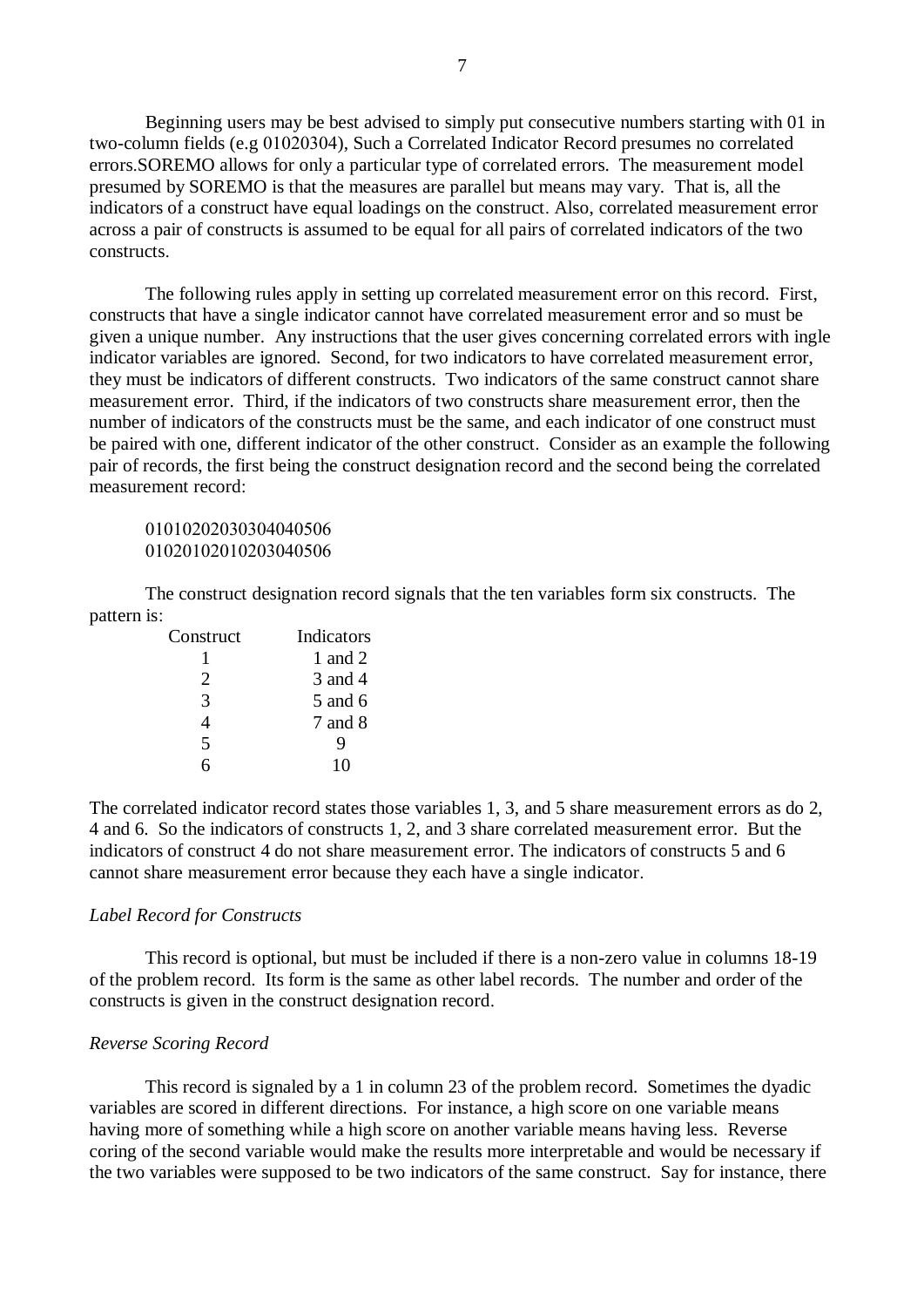Beginning users may be best advised to simply put consecutive numbers starting with 01 in two-column fields (e.g 01020304), Such a Correlated Indicator Record presumes no correlated errors.SOREMO allows for only a particular type of correlated errors. The measurement model presumed by SOREMO is that the measures are parallel but means may vary. That is, all the indicators of a construct have equal loadings on the construct. Also, correlated measurement error across a pair of constructs is assumed to be equal for all pairs of correlated indicators of the two constructs.

The following rules apply in setting up correlated measurement error on this record. First, constructs that have a single indicator cannot have correlated measurement error and so must be given a unique number. Any instructions that the user gives concerning correlated errors with ingle indicator variables are ignored. Second, for two indicators to have correlated measurement error, they must be indicators of different constructs. Two indicators of the same construct cannot share measurement error. Third, if the indicators of two constructs share measurement error, then the number of indicators of the constructs must be the same, and each indicator of one construct must be paired with one, different indicator of the other construct. Consider as an example the following pair of records, the first being the construct designation record and the second being the correlated measurement record:

```
01010202030304040506
01020102010203040506
```

The construct designation record signals that the ten variables form six constructs. The pattern is:

| Construct | Indicators |
|---|---|
| 1 | 1 and 2 |
| 2 | 3 and 4 |
| 3 | 5 and 6 |
| 4 | 7 and 8 |
| 5 | 9 |
| 6 | 10 |

The correlated indicator record states those variables 1, 3, and 5 share measurement errors as do 2, 4 and 6. So the indicators of constructs 1, 2, and 3 share correlated measurement error. But the indicators of construct 4 do not share measurement error. The indicators of constructs 5 and 6 cannot share measurement error because they each have a single indicator.

*Label Record for Constructs*

This record is optional, but must be included if there is a non-zero value in columns 18-19 of the problem record. Its form is the same as other label records. The number and order of the constructs is given in the construct designation record.

*Reverse Scoring Record*

This record is signaled by a 1 in column 23 of the problem record. Sometimes the dyadic variables are scored in different directions. For instance, a high score on one variable means having more of something while a high score on another variable means having less. Reverse coring of the second variable would make the results more interpretable and would be necessary if the two variables were supposed to be two indicators of the same construct. Say for instance, there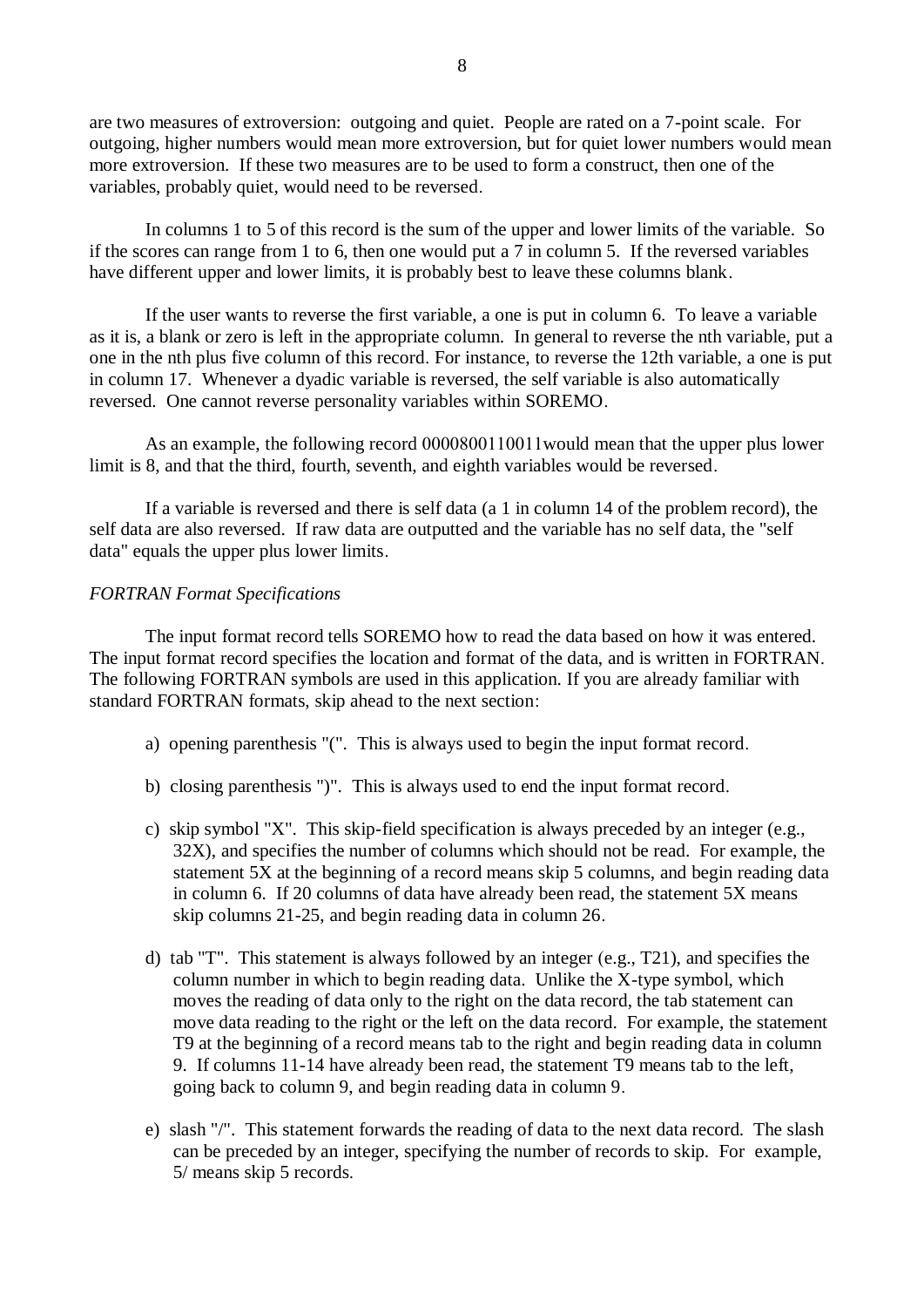are two measures of extroversion: outgoing and quiet. People are rated on a 7-point scale. For outgoing, higher numbers would mean more extroversion, but for quiet lower numbers would mean more extroversion. If these two measures are to be used to form a construct, then one of the variables, probably quiet, would need to be reversed.

In columns 1 to 5 of this record is the sum of the upper and lower limits of the variable. So if the scores can range from 1 to 6, then one would put a 7 in column 5. If the reversed variables have different upper and lower limits, it is probably best to leave these columns blank.

If the user wants to reverse the first variable, a one is put in column 6. To leave a variable as it is, a blank or zero is left in the appropriate column. In general to reverse the nth variable, put a one in the nth plus five column of this record. For instance, to reverse the 12th variable, a one is put in column 17. Whenever a dyadic variable is reversed, the self variable is also automatically reversed. One cannot reverse personality variables within SOREMO.

As an example, the following record 0000800110011would mean that the upper plus lower limit is 8, and that the third, fourth, seventh, and eighth variables would be reversed.

If a variable is reversed and there is self data (a 1 in column 14 of the problem record), the self data are also reversed. If raw data are outputted and the variable has no self data, the "self data" equals the upper plus lower limits.

*FORTRAN Format Specifications*

The input format record tells SOREMO how to read the data based on how it was entered. The input format record specifies the location and format of the data, and is written in FORTRAN. The following FORTRAN symbols are used in this application. If you are already familiar with standard FORTRAN formats, skip ahead to the next section:

a) opening parenthesis "(". This is always used to begin the input format record.

b) closing parenthesis ")". This is always used to end the input format record.

c) skip symbol "X". This skip-field specification is always preceded by an integer (e.g., 32X), and specifies the number of columns which should not be read. For example, the statement 5X at the beginning of a record means skip 5 columns, and begin reading data in column 6. If 20 columns of data have already been read, the statement 5X means skip columns 21-25, and begin reading data in column 26.

d) tab "T". This statement is always followed by an integer (e.g., T21), and specifies the column number in which to begin reading data. Unlike the X-type symbol, which moves the reading of data only to the right on the data record, the tab statement can move data reading to the right or the left on the data record. For example, the statement T9 at the beginning of a record means tab to the right and begin reading data in column 9. If columns 11-14 have already been read, the statement T9 means tab to the left, going back to column 9, and begin reading data in column 9.

e) slash "/". This statement forwards the reading of data to the next data record. The slash can be preceded by an integer, specifying the number of records to skip. For example, 5/ means skip 5 records.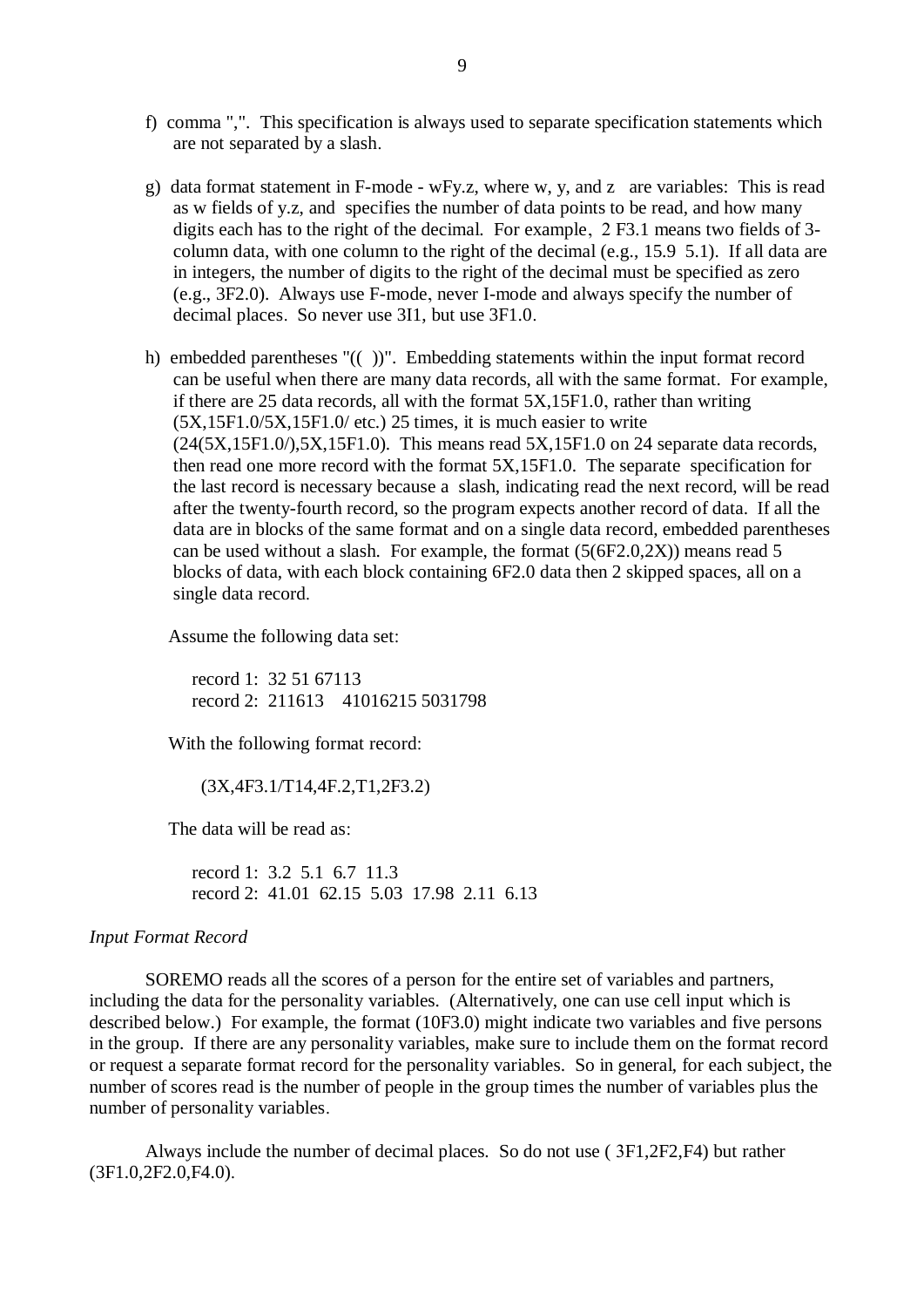f) comma ",". This specification is always used to separate specification statements which are not separated by a slash.

g) data format statement in F-mode - wFy.z, where w, y, and z are variables: This is read as w fields of y.z, and specifies the number of data points to be read, and how many digits each has to the right of the decimal. For example, 2 F3.1 means two fields of 3-column data, with one column to the right of the decimal (e.g., 15.9 5.1). If all data are in integers, the number of digits to the right of the decimal must be specified as zero (e.g., 3F2.0). Always use F-mode, never I-mode and always specify the number of decimal places. So never use 3I1, but use 3F1.0.

h) embedded parentheses "(( ))". Embedding statements within the input format record can be useful when there are many data records, all with the same format. For example, if there are 25 data records, all with the format 5X,15F1.0, rather than writing (5X,15F1.0/5X,15F1.0/ etc.) 25 times, it is much easier to write (24(5X,15F1.0/),5X,15F1.0). This means read 5X,15F1.0 on 24 separate data records, then read one more record with the format 5X,15F1.0. The separate specification for the last record is necessary because a slash, indicating read the next record, will be read after the twenty-fourth record, so the program expects another record of data. If all the data are in blocks of the same format and on a single data record, embedded parentheses can be used without a slash. For example, the format (5(6F2.0,2X)) means read 5 blocks of data, with each block containing 6F2.0 data then 2 skipped spaces, all on a single data record.

Assume the following data set:

```
record 1:  32 51 67113
record 2:  211613    41016215 5031798
```

With the following format record:

```
(3X,4F3.1/T14,4F.2,T1,2F3.2)
```

The data will be read as:

```
record 1:  3.2  5.1  6.7  11.3
record 2:  41.01  62.15  5.03  17.98  2.11  6.13
```

*Input Format Record*

SOREMO reads all the scores of a person for the entire set of variables and partners, including the data for the personality variables. (Alternatively, one can use cell input which is described below.) For example, the format (10F3.0) might indicate two variables and five persons in the group. If there are any personality variables, make sure to include them on the format record or request a separate format record for the personality variables. So in general, for each subject, the number of scores read is the number of people in the group times the number of variables plus the number of personality variables.

Always include the number of decimal places. So do not use ( 3F1,2F2,F4) but rather (3F1.0,2F2.0,F4.0).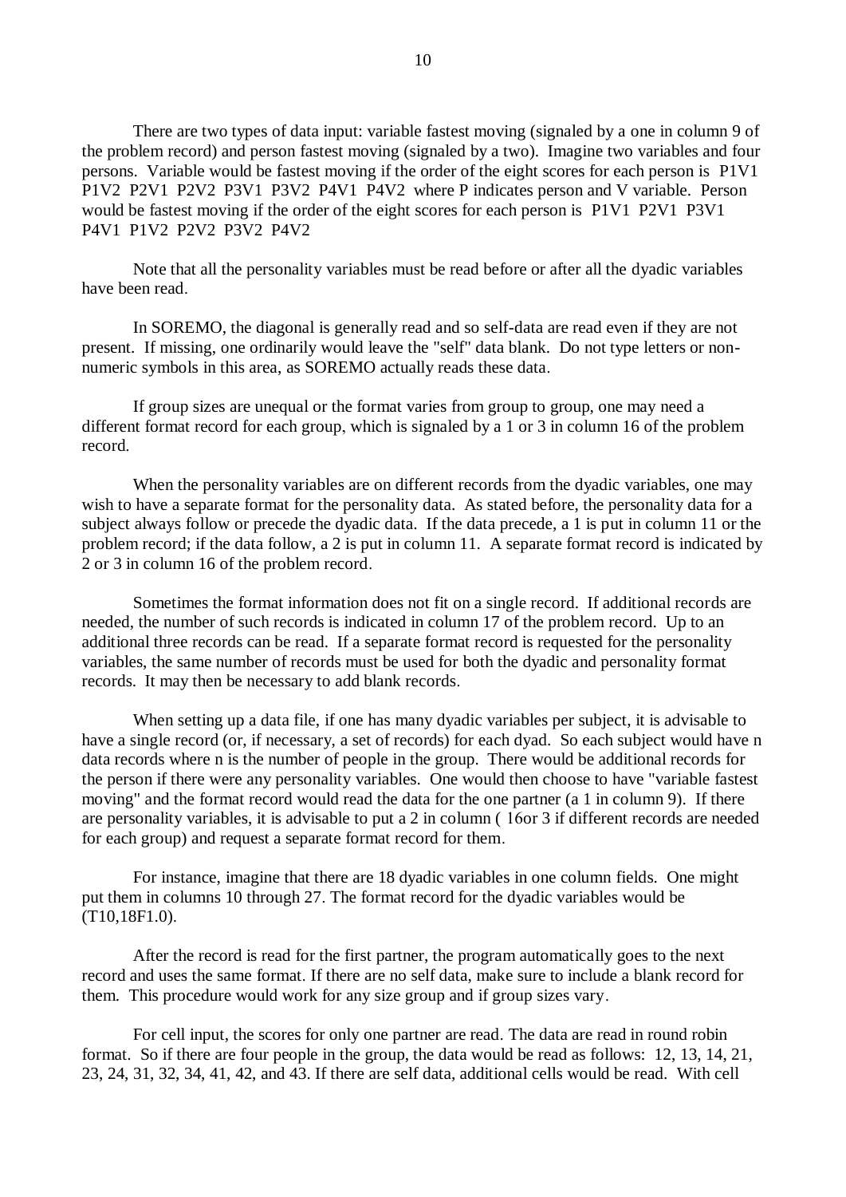There are two types of data input: variable fastest moving (signaled by a one in column 9 of the problem record) and person fastest moving (signaled by a two). Imagine two variables and four persons. Variable would be fastest moving if the order of the eight scores for each person is P1V1 P1V2 P2V1 P2V2 P3V1 P3V2 P4V1 P4V2 where P indicates person and V variable. Person would be fastest moving if the order of the eight scores for each person is P1V1 P2V1 P3V1 P4V1 P1V2 P2V2 P3V2 P4V2

Note that all the personality variables must be read before or after all the dyadic variables have been read.

In SOREMO, the diagonal is generally read and so self-data are read even if they are not present. If missing, one ordinarily would leave the "self" data blank. Do not type letters or non-numeric symbols in this area, as SOREMO actually reads these data.

If group sizes are unequal or the format varies from group to group, one may need a different format record for each group, which is signaled by a 1 or 3 in column 16 of the problem record.

When the personality variables are on different records from the dyadic variables, one may wish to have a separate format for the personality data. As stated before, the personality data for a subject always follow or precede the dyadic data. If the data precede, a 1 is put in column 11 or the problem record; if the data follow, a 2 is put in column 11. A separate format record is indicated by 2 or 3 in column 16 of the problem record.

Sometimes the format information does not fit on a single record. If additional records are needed, the number of such records is indicated in column 17 of the problem record. Up to an additional three records can be read. If a separate format record is requested for the personality variables, the same number of records must be used for both the dyadic and personality format records. It may then be necessary to add blank records.

When setting up a data file, if one has many dyadic variables per subject, it is advisable to have a single record (or, if necessary, a set of records) for each dyad. So each subject would have n data records where n is the number of people in the group. There would be additional records for the person if there were any personality variables. One would then choose to have "variable fastest moving" and the format record would read the data for the one partner (a 1 in column 9). If there are personality variables, it is advisable to put a 2 in column ( 16or 3 if different records are needed for each group) and request a separate format record for them.

For instance, imagine that there are 18 dyadic variables in one column fields. One might put them in columns 10 through 27. The format record for the dyadic variables would be (T10,18F1.0).

After the record is read for the first partner, the program automatically goes to the next record and uses the same format. If there are no self data, make sure to include a blank record for them. This procedure would work for any size group and if group sizes vary.

For cell input, the scores for only one partner are read. The data are read in round robin format. So if there are four people in the group, the data would be read as follows: 12, 13, 14, 21, 23, 24, 31, 32, 34, 41, 42, and 43. If there are self data, additional cells would be read. With cell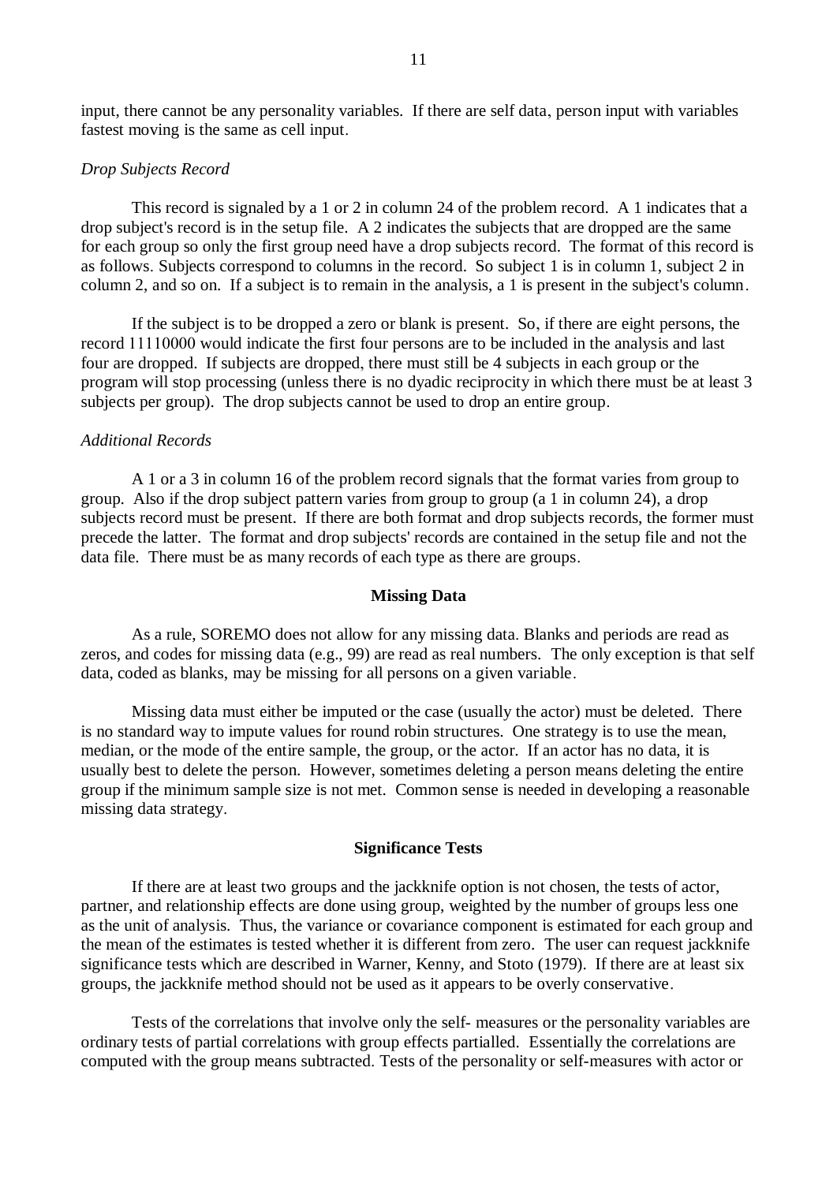input, there cannot be any personality variables. If there are self data, person input with variables fastest moving is the same as cell input.

*Drop Subjects Record*

This record is signaled by a 1 or 2 in column 24 of the problem record. A 1 indicates that a drop subject's record is in the setup file. A 2 indicates the subjects that are dropped are the same for each group so only the first group need have a drop subjects record. The format of this record is as follows. Subjects correspond to columns in the record. So subject 1 is in column 1, subject 2 in column 2, and so on. If a subject is to remain in the analysis, a 1 is present in the subject's column.

If the subject is to be dropped a zero or blank is present. So, if there are eight persons, the record 11110000 would indicate the first four persons are to be included in the analysis and last four are dropped. If subjects are dropped, there must still be 4 subjects in each group or the program will stop processing (unless there is no dyadic reciprocity in which there must be at least 3 subjects per group). The drop subjects cannot be used to drop an entire group.

*Additional Records*

A 1 or a 3 in column 16 of the problem record signals that the format varies from group to group. Also if the drop subject pattern varies from group to group (a 1 in column 24), a drop subjects record must be present. If there are both format and drop subjects records, the former must precede the latter. The format and drop subjects' records are contained in the setup file and not the data file. There must be as many records of each type as there are groups.

## Missing Data

As a rule, SOREMO does not allow for any missing data. Blanks and periods are read as zeros, and codes for missing data (e.g., 99) are read as real numbers. The only exception is that self data, coded as blanks, may be missing for all persons on a given variable.

Missing data must either be imputed or the case (usually the actor) must be deleted. There is no standard way to impute values for round robin structures. One strategy is to use the mean, median, or the mode of the entire sample, the group, or the actor. If an actor has no data, it is usually best to delete the person. However, sometimes deleting a person means deleting the entire group if the minimum sample size is not met. Common sense is needed in developing a reasonable missing data strategy.

## Significance Tests

If there are at least two groups and the jackknife option is not chosen, the tests of actor, partner, and relationship effects are done using group, weighted by the number of groups less one as the unit of analysis. Thus, the variance or covariance component is estimated for each group and the mean of the estimates is tested whether it is different from zero. The user can request jackknife significance tests which are described in Warner, Kenny, and Stoto (1979). If there are at least six groups, the jackknife method should not be used as it appears to be overly conservative.

Tests of the correlations that involve only the self- measures or the personality variables are ordinary tests of partial correlations with group effects partialled. Essentially the correlations are computed with the group means subtracted. Tests of the personality or self-measures with actor or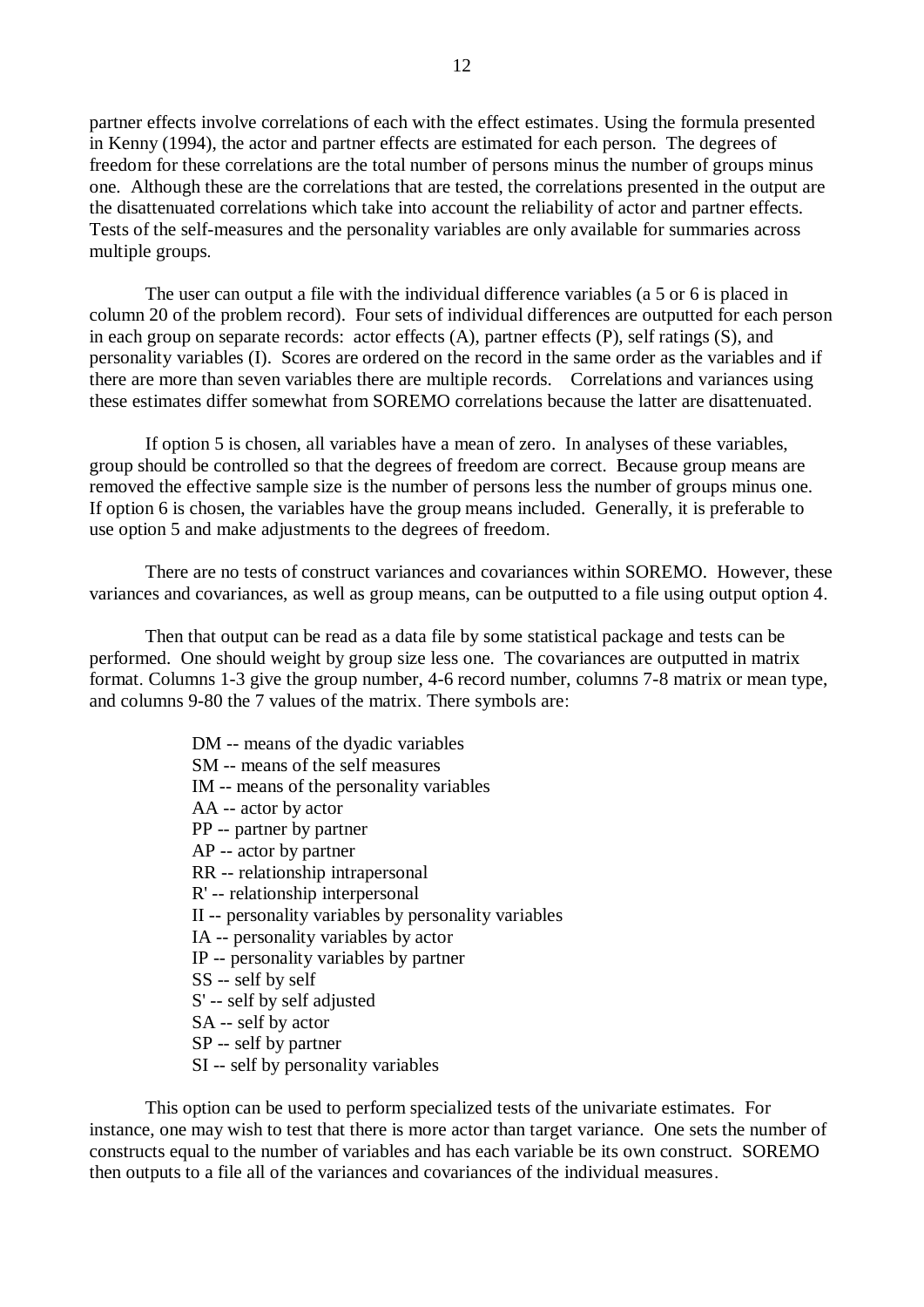partner effects involve correlations of each with the effect estimates. Using the formula presented in Kenny (1994), the actor and partner effects are estimated for each person. The degrees of freedom for these correlations are the total number of persons minus the number of groups minus one. Although these are the correlations that are tested, the correlations presented in the output are the disattenuated correlations which take into account the reliability of actor and partner effects. Tests of the self-measures and the personality variables are only available for summaries across multiple groups.

The user can output a file with the individual difference variables (a 5 or 6 is placed in column 20 of the problem record). Four sets of individual differences are outputted for each person in each group on separate records: actor effects (A), partner effects (P), self ratings (S), and personality variables (I). Scores are ordered on the record in the same order as the variables and if there are more than seven variables there are multiple records. Correlations and variances using these estimates differ somewhat from SOREMO correlations because the latter are disattenuated.

If option 5 is chosen, all variables have a mean of zero. In analyses of these variables, group should be controlled so that the degrees of freedom are correct. Because group means are removed the effective sample size is the number of persons less the number of groups minus one. If option 6 is chosen, the variables have the group means included. Generally, it is preferable to use option 5 and make adjustments to the degrees of freedom.

There are no tests of construct variances and covariances within SOREMO. However, these variances and covariances, as well as group means, can be outputted to a file using output option 4.

Then that output can be read as a data file by some statistical package and tests can be performed. One should weight by group size less one. The covariances are outputted in matrix format. Columns 1-3 give the group number, 4-6 record number, columns 7-8 matrix or mean type, and columns 9-80 the 7 values of the matrix. There symbols are:

DM -- means of the dyadic variables  
SM -- means of the self measures  
IM -- means of the personality variables  
AA -- actor by actor  
PP -- partner by partner  
AP -- actor by partner  
RR -- relationship intrapersonal  
R' -- relationship interpersonal  
II -- personality variables by personality variables  
IA -- personality variables by actor  
IP -- personality variables by partner  
SS -- self by self  
S' -- self by self adjusted  
SA -- self by actor  
SP -- self by partner  
SI -- self by personality variables

This option can be used to perform specialized tests of the univariate estimates. For instance, one may wish to test that there is more actor than target variance. One sets the number of constructs equal to the number of variables and has each variable be its own construct. SOREMO then outputs to a file all of the variances and covariances of the individual measures.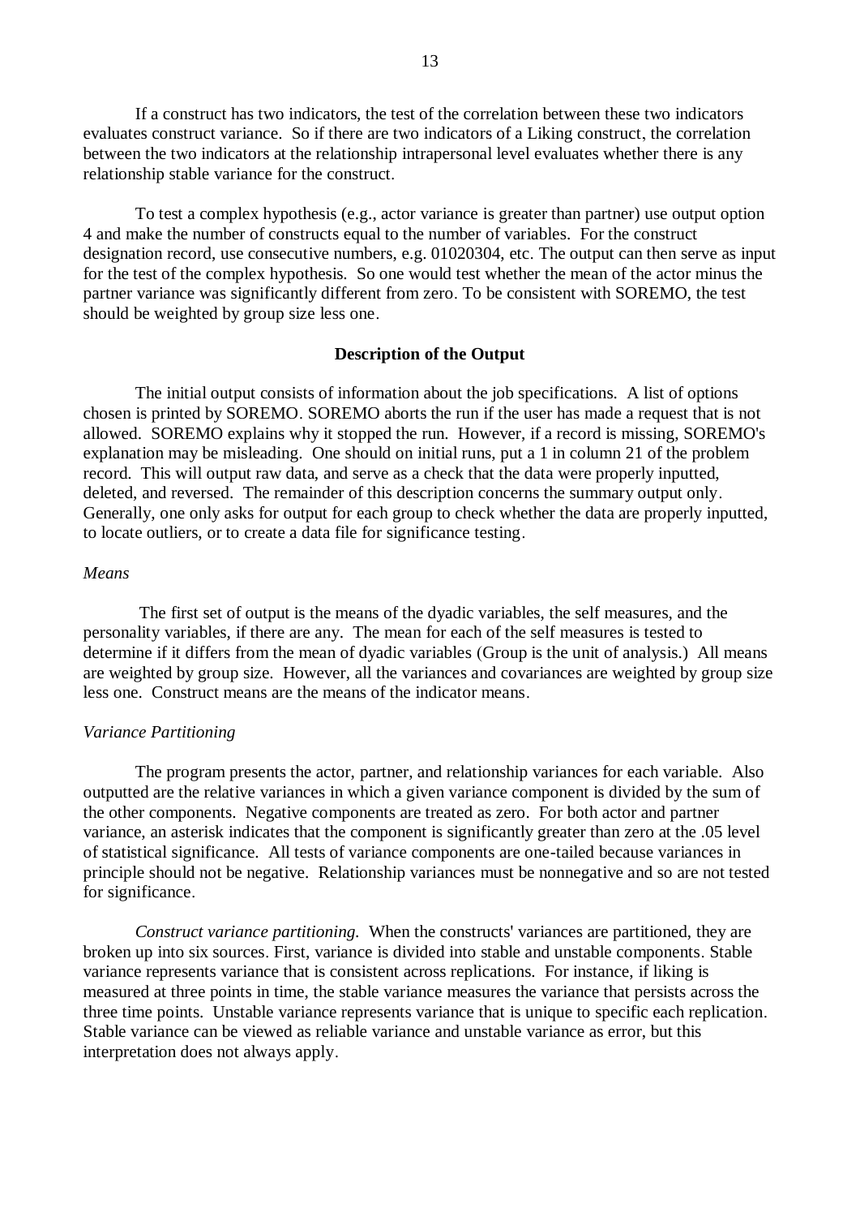If a construct has two indicators, the test of the correlation between these two indicators evaluates construct variance. So if there are two indicators of a Liking construct, the correlation between the two indicators at the relationship intrapersonal level evaluates whether there is any relationship stable variance for the construct.

To test a complex hypothesis (e.g., actor variance is greater than partner) use output option 4 and make the number of constructs equal to the number of variables. For the construct designation record, use consecutive numbers, e.g. 01020304, etc. The output can then serve as input for the test of the complex hypothesis. So one would test whether the mean of the actor minus the partner variance was significantly different from zero. To be consistent with SOREMO, the test should be weighted by group size less one.

**Description of the Output**

The initial output consists of information about the job specifications. A list of options chosen is printed by SOREMO. SOREMO aborts the run if the user has made a request that is not allowed. SOREMO explains why it stopped the run. However, if a record is missing, SOREMO's explanation may be misleading. One should on initial runs, put a 1 in column 21 of the problem record. This will output raw data, and serve as a check that the data were properly inputted, deleted, and reversed. The remainder of this description concerns the summary output only. Generally, one only asks for output for each group to check whether the data are properly inputted, to locate outliers, or to create a data file for significance testing.

*Means*

The first set of output is the means of the dyadic variables, the self measures, and the personality variables, if there are any. The mean for each of the self measures is tested to determine if it differs from the mean of dyadic variables (Group is the unit of analysis.) All means are weighted by group size. However, all the variances and covariances are weighted by group size less one. Construct means are the means of the indicator means.

*Variance Partitioning*

The program presents the actor, partner, and relationship variances for each variable. Also outputted are the relative variances in which a given variance component is divided by the sum of the other components. Negative components are treated as zero. For both actor and partner variance, an asterisk indicates that the component is significantly greater than zero at the .05 level of statistical significance. All tests of variance components are one-tailed because variances in principle should not be negative. Relationship variances must be nonnegative and so are not tested for significance.

*Construct variance partitioning.* When the constructs' variances are partitioned, they are broken up into six sources. First, variance is divided into stable and unstable components. Stable variance represents variance that is consistent across replications. For instance, if liking is measured at three points in time, the stable variance measures the variance that persists across the three time points. Unstable variance represents variance that is unique to specific each replication. Stable variance can be viewed as reliable variance and unstable variance as error, but this interpretation does not always apply.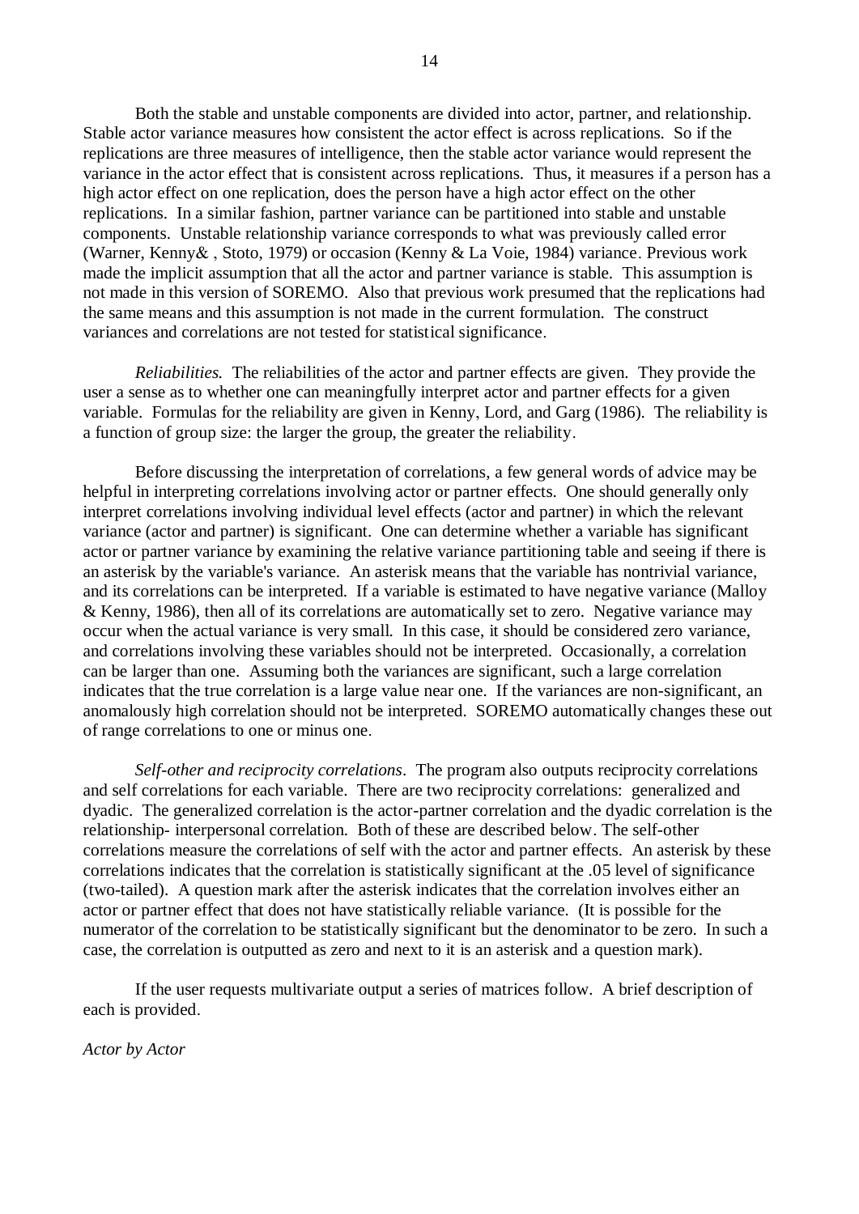Both the stable and unstable components are divided into actor, partner, and relationship. Stable actor variance measures how consistent the actor effect is across replications. So if the replications are three measures of intelligence, then the stable actor variance would represent the variance in the actor effect that is consistent across replications. Thus, it measures if a person has a high actor effect on one replication, does the person have a high actor effect on the other replications. In a similar fashion, partner variance can be partitioned into stable and unstable components. Unstable relationship variance corresponds to what was previously called error (Warner, Kenny& , Stoto, 1979) or occasion (Kenny & La Voie, 1984) variance. Previous work made the implicit assumption that all the actor and partner variance is stable. This assumption is not made in this version of SOREMO. Also that previous work presumed that the replications had the same means and this assumption is not made in the current formulation. The construct variances and correlations are not tested for statistical significance.

*Reliabilities.* The reliabilities of the actor and partner effects are given. They provide the user a sense as to whether one can meaningfully interpret actor and partner effects for a given variable. Formulas for the reliability are given in Kenny, Lord, and Garg (1986). The reliability is a function of group size: the larger the group, the greater the reliability.

Before discussing the interpretation of correlations, a few general words of advice may be helpful in interpreting correlations involving actor or partner effects. One should generally only interpret correlations involving individual level effects (actor and partner) in which the relevant variance (actor and partner) is significant. One can determine whether a variable has significant actor or partner variance by examining the relative variance partitioning table and seeing if there is an asterisk by the variable's variance. An asterisk means that the variable has nontrivial variance, and its correlations can be interpreted. If a variable is estimated to have negative variance (Malloy & Kenny, 1986), then all of its correlations are automatically set to zero. Negative variance may occur when the actual variance is very small. In this case, it should be considered zero variance, and correlations involving these variables should not be interpreted. Occasionally, a correlation can be larger than one. Assuming both the variances are significant, such a large correlation indicates that the true correlation is a large value near one. If the variances are non-significant, an anomalously high correlation should not be interpreted. SOREMO automatically changes these out of range correlations to one or minus one.

*Self-other and reciprocity correlations*. The program also outputs reciprocity correlations and self correlations for each variable. There are two reciprocity correlations: generalized and dyadic. The generalized correlation is the actor-partner correlation and the dyadic correlation is the relationship- interpersonal correlation. Both of these are described below. The self-other correlations measure the correlations of self with the actor and partner effects. An asterisk by these correlations indicates that the correlation is statistically significant at the .05 level of significance (two-tailed). A question mark after the asterisk indicates that the correlation involves either an actor or partner effect that does not have statistically reliable variance. (It is possible for the numerator of the correlation to be statistically significant but the denominator to be zero. In such a case, the correlation is outputted as zero and next to it is an asterisk and a question mark).

If the user requests multivariate output a series of matrices follow. A brief description of each is provided.

*Actor by Actor*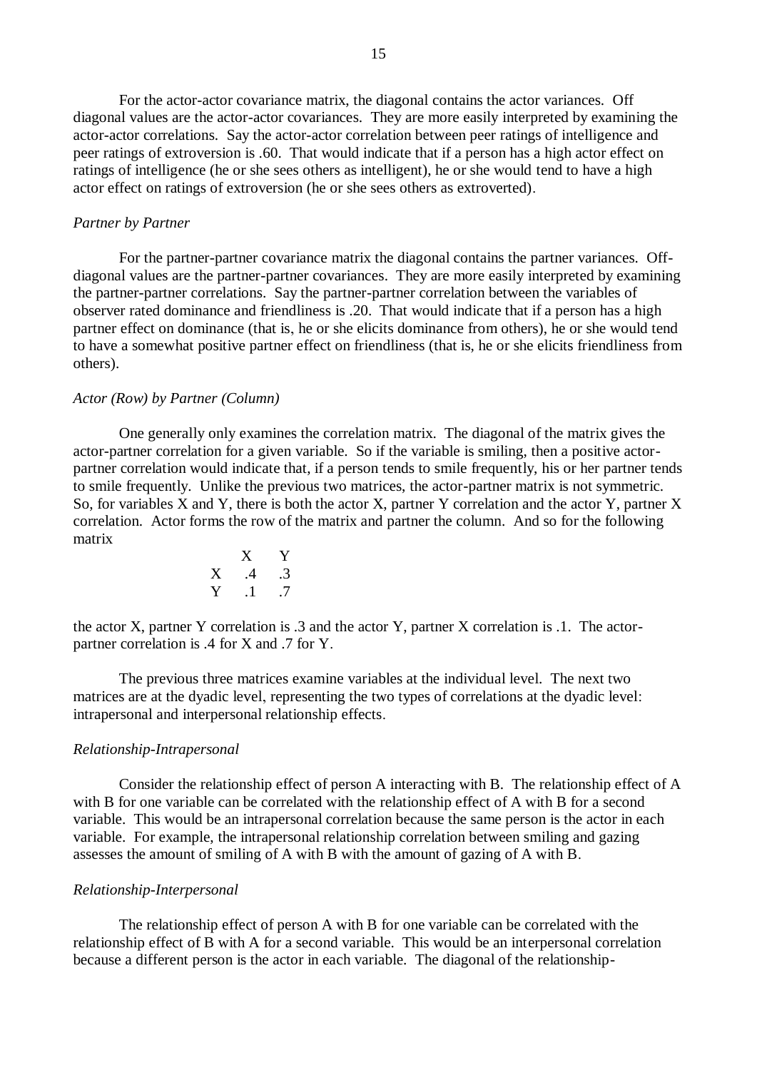For the actor-actor covariance matrix, the diagonal contains the actor variances. Off diagonal values are the actor-actor covariances. They are more easily interpreted by examining the actor-actor correlations. Say the actor-actor correlation between peer ratings of intelligence and peer ratings of extroversion is .60. That would indicate that if a person has a high actor effect on ratings of intelligence (he or she sees others as intelligent), he or she would tend to have a high actor effect on ratings of extroversion (he or she sees others as extroverted).

*Partner by Partner*

For the partner-partner covariance matrix the diagonal contains the partner variances. Off-diagonal values are the partner-partner covariances. They are more easily interpreted by examining the partner-partner correlations. Say the partner-partner correlation between the variables of observer rated dominance and friendliness is .20. That would indicate that if a person has a high partner effect on dominance (that is, he or she elicits dominance from others), he or she would tend to have a somewhat positive partner effect on friendliness (that is, he or she elicits friendliness from others).

*Actor (Row) by Partner (Column)*

One generally only examines the correlation matrix. The diagonal of the matrix gives the actor-partner correlation for a given variable. So if the variable is smiling, then a positive actor-partner correlation would indicate that, if a person tends to smile frequently, his or her partner tends to smile frequently. Unlike the previous two matrices, the actor-partner matrix is not symmetric. So, for variables X and Y, there is both the actor X, partner Y correlation and the actor Y, partner X correlation. Actor forms the row of the matrix and partner the column. And so for the following matrix

| | X | Y |
|---|---|---|
| X | .4 | .3 |
| Y | .1 | .7 |

the actor X, partner Y correlation is .3 and the actor Y, partner X correlation is .1. The actor-partner correlation is .4 for X and .7 for Y.

The previous three matrices examine variables at the individual level. The next two matrices are at the dyadic level, representing the two types of correlations at the dyadic level: intrapersonal and interpersonal relationship effects.

*Relationship-Intrapersonal*

Consider the relationship effect of person A interacting with B. The relationship effect of A with B for one variable can be correlated with the relationship effect of A with B for a second variable. This would be an intrapersonal correlation because the same person is the actor in each variable. For example, the intrapersonal relationship correlation between smiling and gazing assesses the amount of smiling of A with B with the amount of gazing of A with B.

*Relationship-Interpersonal*

The relationship effect of person A with B for one variable can be correlated with the relationship effect of B with A for a second variable. This would be an interpersonal correlation because a different person is the actor in each variable. The diagonal of the relationship-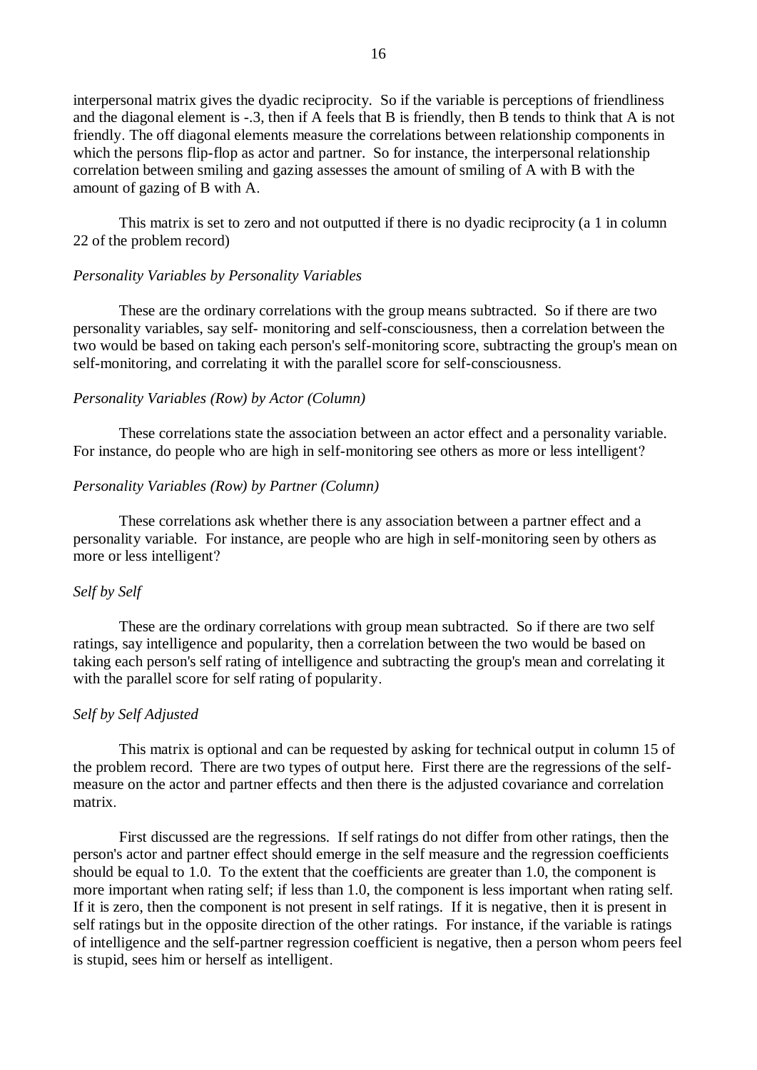interpersonal matrix gives the dyadic reciprocity. So if the variable is perceptions of friendliness and the diagonal element is -.3, then if A feels that B is friendly, then B tends to think that A is not friendly. The off diagonal elements measure the correlations between relationship components in which the persons flip-flop as actor and partner. So for instance, the interpersonal relationship correlation between smiling and gazing assesses the amount of smiling of A with B with the amount of gazing of B with A.

This matrix is set to zero and not outputted if there is no dyadic reciprocity (a 1 in column 22 of the problem record)

*Personality Variables by Personality Variables*

These are the ordinary correlations with the group means subtracted. So if there are two personality variables, say self- monitoring and self-consciousness, then a correlation between the two would be based on taking each person's self-monitoring score, subtracting the group's mean on self-monitoring, and correlating it with the parallel score for self-consciousness.

*Personality Variables (Row) by Actor (Column)*

These correlations state the association between an actor effect and a personality variable. For instance, do people who are high in self-monitoring see others as more or less intelligent?

*Personality Variables (Row) by Partner (Column)*

These correlations ask whether there is any association between a partner effect and a personality variable. For instance, are people who are high in self-monitoring seen by others as more or less intelligent?

*Self by Self*

These are the ordinary correlations with group mean subtracted. So if there are two self ratings, say intelligence and popularity, then a correlation between the two would be based on taking each person's self rating of intelligence and subtracting the group's mean and correlating it with the parallel score for self rating of popularity.

*Self by Self Adjusted*

This matrix is optional and can be requested by asking for technical output in column 15 of the problem record. There are two types of output here. First there are the regressions of the self-measure on the actor and partner effects and then there is the adjusted covariance and correlation matrix.

First discussed are the regressions. If self ratings do not differ from other ratings, then the person's actor and partner effect should emerge in the self measure and the regression coefficients should be equal to 1.0. To the extent that the coefficients are greater than 1.0, the component is more important when rating self; if less than 1.0, the component is less important when rating self. If it is zero, then the component is not present in self ratings. If it is negative, then it is present in self ratings but in the opposite direction of the other ratings. For instance, if the variable is ratings of intelligence and the self-partner regression coefficient is negative, then a person whom peers feel is stupid, sees him or herself as intelligent.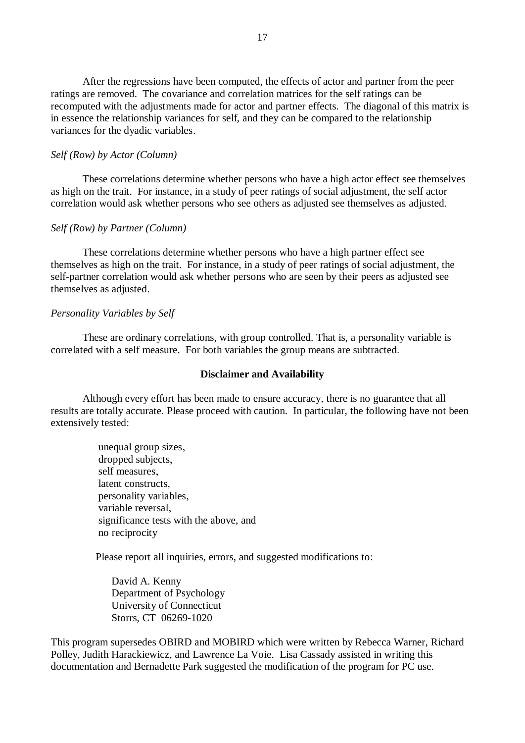After the regressions have been computed, the effects of actor and partner from the peer ratings are removed. The covariance and correlation matrices for the self ratings can be recomputed with the adjustments made for actor and partner effects. The diagonal of this matrix is in essence the relationship variances for self, and they can be compared to the relationship variances for the dyadic variables.

*Self (Row) by Actor (Column)*

These correlations determine whether persons who have a high actor effect see themselves as high on the trait. For instance, in a study of peer ratings of social adjustment, the self actor correlation would ask whether persons who see others as adjusted see themselves as adjusted.

*Self (Row) by Partner (Column)*

These correlations determine whether persons who have a high partner effect see themselves as high on the trait. For instance, in a study of peer ratings of social adjustment, the self-partner correlation would ask whether persons who are seen by their peers as adjusted see themselves as adjusted.

*Personality Variables by Self*

These are ordinary correlations, with group controlled. That is, a personality variable is correlated with a self measure. For both variables the group means are subtracted.

**Disclaimer and Availability**

Although every effort has been made to ensure accuracy, there is no guarantee that all results are totally accurate. Please proceed with caution. In particular, the following have not been extensively tested:

- unequal group sizes,
- dropped subjects,
- self measures,
- latent constructs,
- personality variables,
- variable reversal,
- significance tests with the above, and
- no reciprocity

Please report all inquiries, errors, and suggested modifications to:

David A. Kenny  
Department of Psychology  
University of Connecticut  
Storrs, CT 06269-1020

This program supersedes OBIRD and MOBIRD which were written by Rebecca Warner, Richard Polley, Judith Harackiewicz, and Lawrence La Voie. Lisa Cassady assisted in writing this documentation and Bernadette Park suggested the modification of the program for PC use.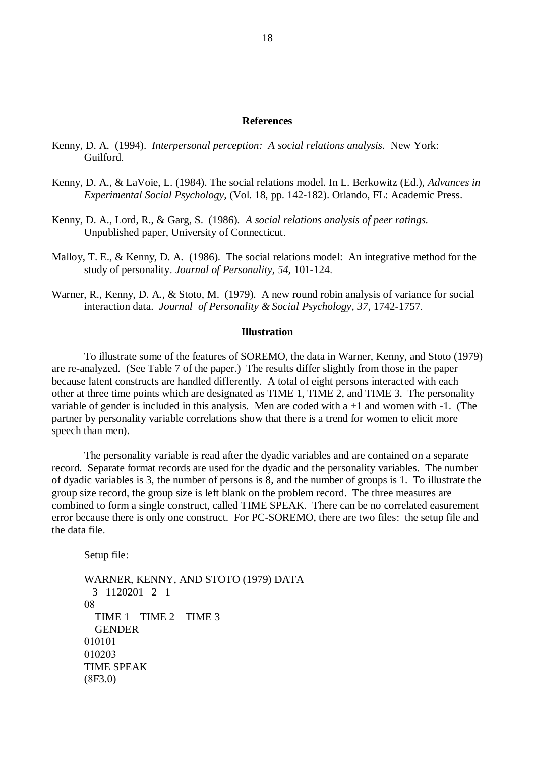## References

Kenny, D. A. (1994). *Interpersonal perception: A social relations analysis*. New York: Guilford.

Kenny, D. A., & LaVoie, L. (1984). The social relations model. In L. Berkowitz (Ed.), *Advances in Experimental Social Psychology,* (Vol. 18, pp. 142-182). Orlando, FL: Academic Press.

Kenny, D. A., Lord, R., & Garg, S. (1986). *A social relations analysis of peer ratings.* Unpublished paper, University of Connecticut.

Malloy, T. E., & Kenny, D. A. (1986). The social relations model: An integrative method for the study of personality. *Journal of Personality, 54*, 101-124.

Warner, R., Kenny, D. A., & Stoto, M. (1979). A new round robin analysis of variance for social interaction data. *Journal of Personality & Social Psychology, 37*, 1742-1757.

## Illustration

To illustrate some of the features of SOREMO, the data in Warner, Kenny, and Stoto (1979) are re-analyzed. (See Table 7 of the paper.) The results differ slightly from those in the paper because latent constructs are handled differently. A total of eight persons interacted with each other at three time points which are designated as TIME 1, TIME 2, and TIME 3. The personality variable of gender is included in this analysis. Men are coded with a +1 and women with -1. (The partner by personality variable correlations show that there is a trend for women to elicit more speech than men).

The personality variable is read after the dyadic variables and are contained on a separate record. Separate format records are used for the dyadic and the personality variables. The number of dyadic variables is 3, the number of persons is 8, and the number of groups is 1. To illustrate the group size record, the group size is left blank on the problem record. The three measures are combined to form a single construct, called TIME SPEAK. There can be no correlated easurement error because there is only one construct. For PC-SOREMO, there are two files: the setup file and the data file.

Setup file:

```
WARNER, KENNY, AND STOTO (1979) DATA
  3  1120201  2  1
08
   TIME 1   TIME 2   TIME 3
   GENDER
010101
010203
TIME SPEAK
(8F3.0)
```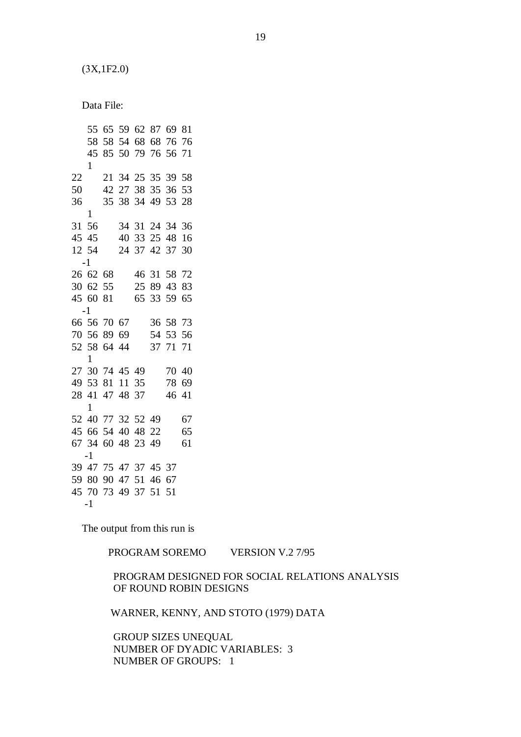(3X,1F2.0)

Data File:

```
    55 65 59 62 87 69 81
    58 58 54 68 68 76 76
    45 85 50 79 76 56 71
    1
22       21 34 25 35 39 58
50       42 27 38 35 36 53
36       35 38 34 49 53 28
    1
31 56       34 31 24 34 36
45 45       40 33 25 48 16
12 54       24 37 42 37 30
   -1
26 62 68       46 31 58 72
30 62 55       25 89 43 83
45 60 81       65 33 59 65
   -1
66 56 70 67       36 58 73
70 56 89 69       54 53 56
52 58 64 44       37 71 71
    1
27 30 74 45 49       70 40
49 53 81 11 35       78 69
28 41 47 48 37       46 41
    1
52 40 77 32 52 49       67
45 66 54 40 48 22       65
67 34 60 48 23 49       61
   -1
39 47 75 47 37 45 37
59 80 90 47 51 46 67
45 70 73 49 37 51 51
   -1
```

The output from this run is

```
          PROGRAM SOREMO         VERSION V.2 7/95

           PROGRAM DESIGNED FOR SOCIAL RELATIONS ANALYSIS
           OF ROUND ROBIN DESIGNS

          WARNER, KENNY, AND STOTO (1979) DATA

           GROUP SIZES UNEQUAL
           NUMBER OF DYADIC VARIABLES:  3
           NUMBER OF GROUPS:   1
```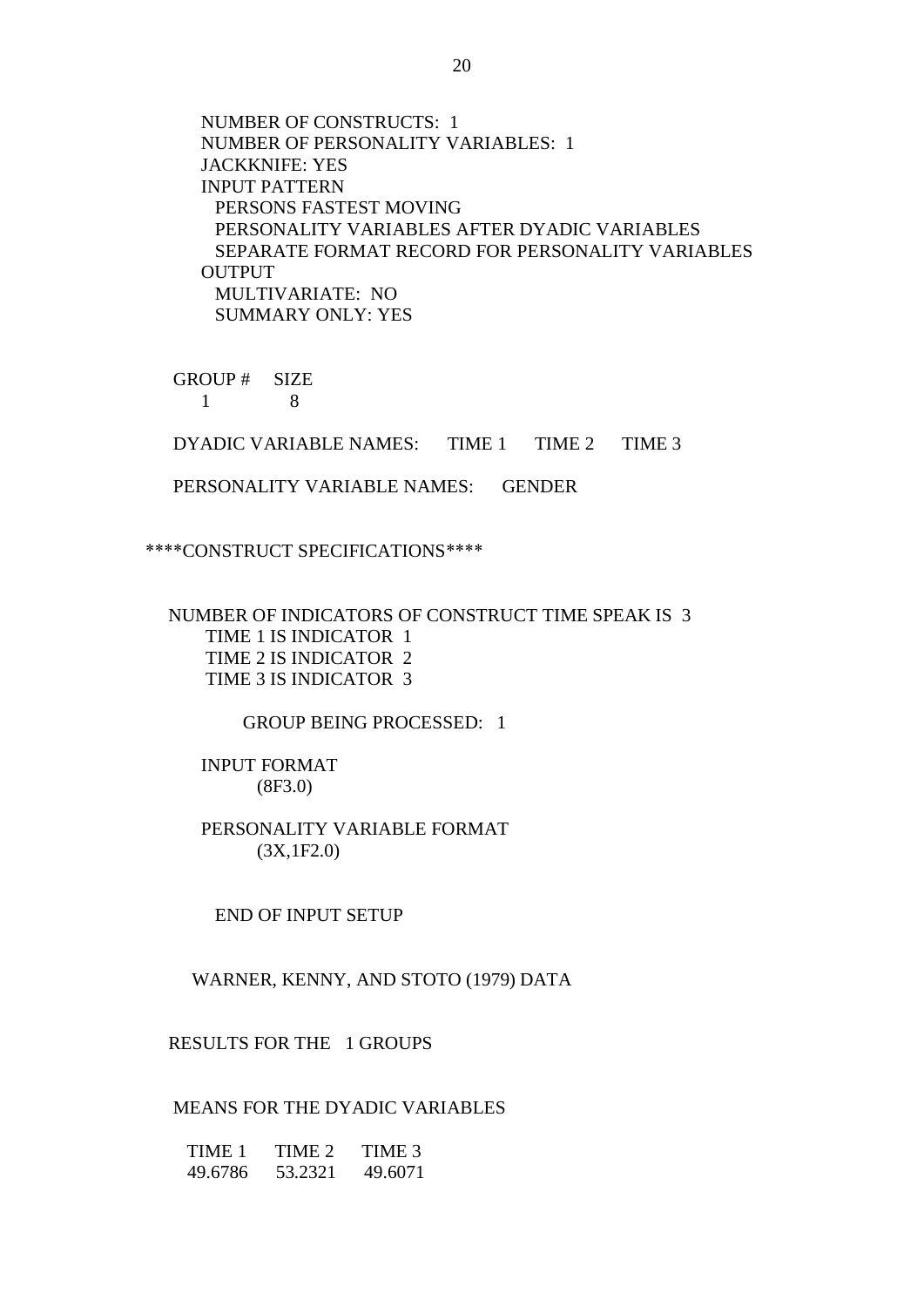```
   NUMBER OF CONSTRUCTS:  1
   NUMBER OF PERSONALITY VARIABLES:  1
   JACKKNIFE: YES
   INPUT PATTERN
     PERSONS FASTEST MOVING
     PERSONALITY VARIABLES AFTER DYADIC VARIABLES
     SEPARATE FORMAT RECORD FOR PERSONALITY VARIABLES
   OUTPUT
     MULTIVARIATE:  NO
     SUMMARY ONLY: YES


 GROUP #     SIZE
    1          8

 DYADIC VARIABLE NAMES:      TIME 1     TIME 2     TIME 3

 PERSONALITY VARIABLE NAMES:      GENDER


****CONSTRUCT SPECIFICATIONS****


 NUMBER OF INDICATORS OF CONSTRUCT TIME SPEAK IS  3
      TIME 1 IS INDICATOR  1
      TIME 2 IS INDICATOR  2
      TIME 3 IS INDICATOR  3

           GROUP BEING PROCESSED:  1

    INPUT FORMAT
            (8F3.0)

    PERSONALITY VARIABLE FORMAT
            (3X,1F2.0)


      END OF INPUT SETUP


    WARNER, KENNY, AND STOTO (1979) DATA


  RESULTS FOR THE   1 GROUPS


  MEANS FOR THE DYADIC VARIABLES

   TIME 1     TIME 2     TIME 3
   49.6786    53.2321    49.6071
```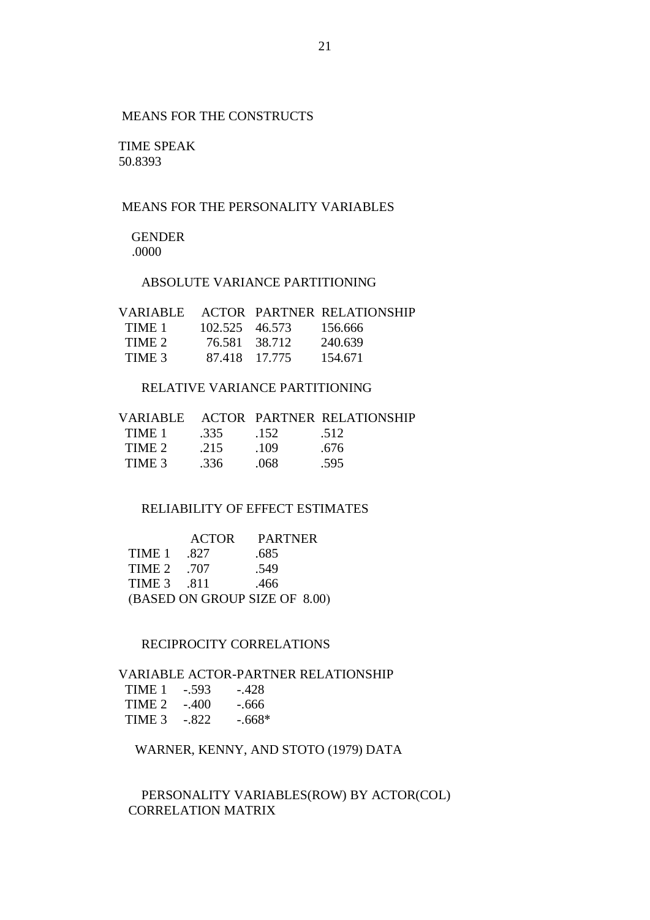MEANS FOR THE CONSTRUCTS

TIME SPEAK
50.8393

MEANS FOR THE PERSONALITY VARIABLES

GENDER
.0000

ABSOLUTE VARIANCE PARTITIONING

| VARIABLE | ACTOR | PARTNER | RELATIONSHIP |
|---|---|---|---|
| TIME 1 | 102.525 | 46.573 | 156.666 |
| TIME 2 | 76.581 | 38.712 | 240.639 |
| TIME 3 | 87.418 | 17.775 | 154.671 |

RELATIVE VARIANCE PARTITIONING

| VARIABLE | ACTOR | PARTNER | RELATIONSHIP |
|---|---|---|---|
| TIME 1 | .335 | .152 | .512 |
| TIME 2 | .215 | .109 | .676 |
| TIME 3 | .336 | .068 | .595 |

RELIABILITY OF EFFECT ESTIMATES

| | ACTOR | PARTNER |
|---|---|---|
| TIME 1 | .827 | .685 |
| TIME 2 | .707 | .549 |
| TIME 3 | .811 | .466 |

(BASED ON GROUP SIZE OF 8.00)

RECIPROCITY CORRELATIONS

| VARIABLE | ACTOR-PARTNER | RELATIONSHIP |
|---|---|---|
| TIME 1 | -.593 | -.428 |
| TIME 2 | -.400 | -.666 |
| TIME 3 | -.822 | -.668* |

WARNER, KENNY, AND STOTO (1979) DATA

PERSONALITY VARIABLES(ROW) BY ACTOR(COL)
CORRELATION MATRIX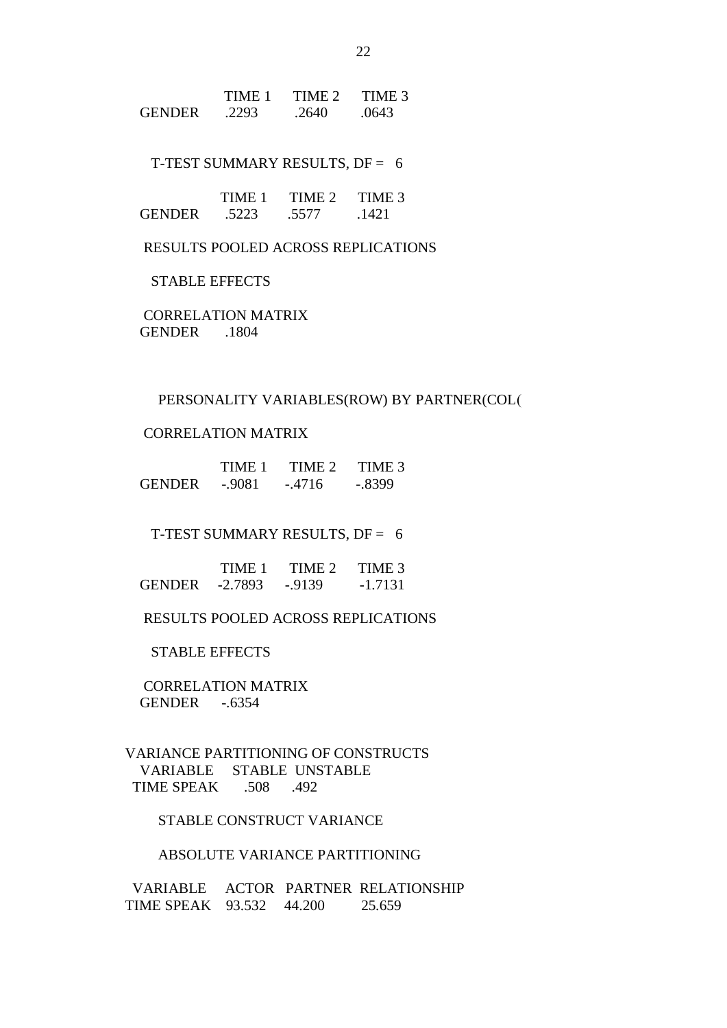|  | TIME 1 | TIME 2 | TIME 3 |
|---|---|---|---|
| GENDER | .2293 | .2640 | .0643 |

T-TEST SUMMARY RESULTS, DF = 6

|  | TIME 1 | TIME 2 | TIME 3 |
|---|---|---|---|
| GENDER | .5223 | .5577 | .1421 |

RESULTS POOLED ACROSS REPLICATIONS

STABLE EFFECTS

CORRELATION MATRIX

| GENDER | .1804 |
|---|---|

PERSONALITY VARIABLES(ROW) BY PARTNER(COL(

CORRELATION MATRIX

|  | TIME 1 | TIME 2 | TIME 3 |
|---|---|---|---|
| GENDER | -.9081 | -.4716 | -.8399 |

T-TEST SUMMARY RESULTS, DF = 6

|  | TIME 1 | TIME 2 | TIME 3 |
|---|---|---|---|
| GENDER | -2.7893 | -.9139 | -1.7131 |

RESULTS POOLED ACROSS REPLICATIONS

STABLE EFFECTS

CORRELATION MATRIX

| GENDER | -.6354 |
|---|---|

VARIANCE PARTITIONING OF CONSTRUCTS

| VARIABLE | STABLE | UNSTABLE |
|---|---|---|
| TIME SPEAK | .508 | .492 |

STABLE CONSTRUCT VARIANCE

ABSOLUTE VARIANCE PARTITIONING

| VARIABLE | ACTOR | PARTNER | RELATIONSHIP |
|---|---|---|---|
| TIME SPEAK | 93.532 | 44.200 | 25.659 |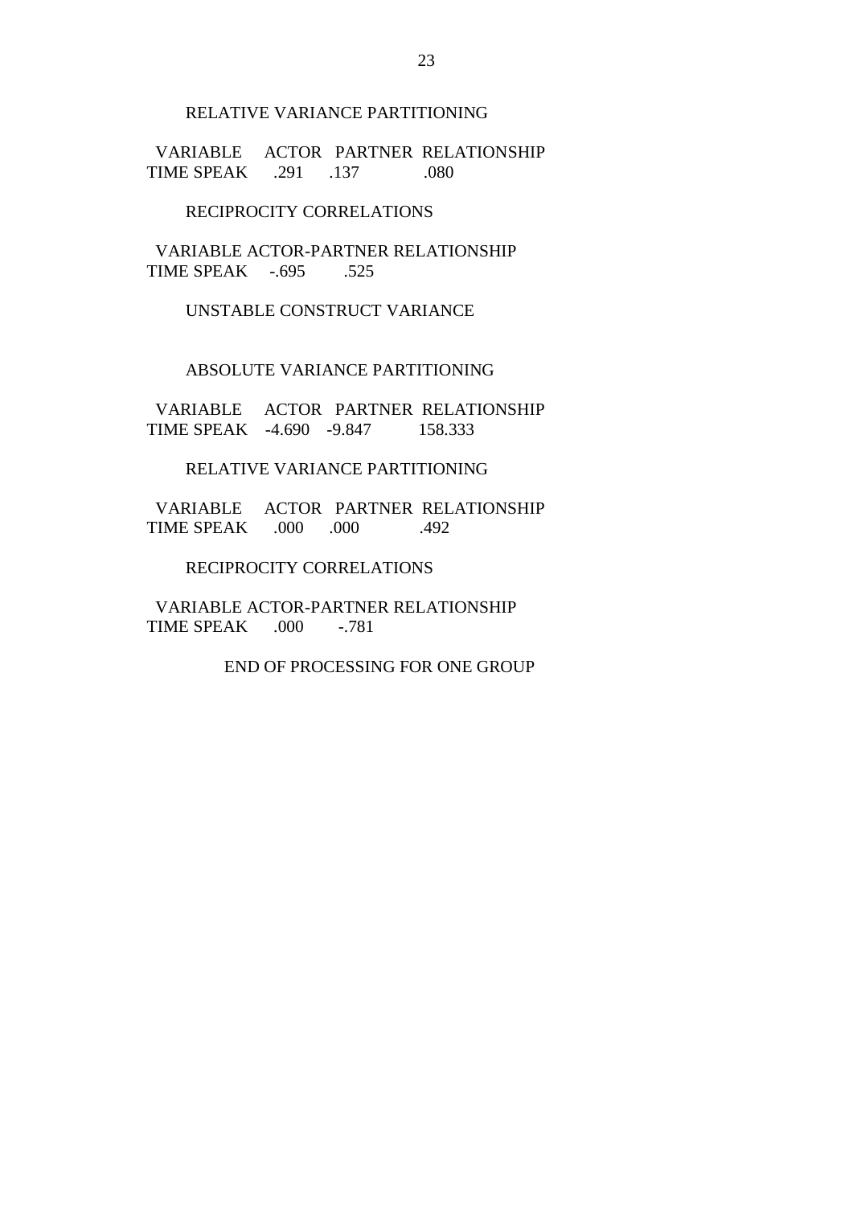RELATIVE VARIANCE PARTITIONING

| VARIABLE | ACTOR | PARTNER | RELATIONSHIP |
| --- | --- | --- | --- |
| TIME SPEAK | .291 | .137 | .080 |

RECIPROCITY CORRELATIONS

| VARIABLE | ACTOR-PARTNER | RELATIONSHIP |
| --- | --- | --- |
| TIME SPEAK | -.695 | .525 |

UNSTABLE CONSTRUCT VARIANCE

ABSOLUTE VARIANCE PARTITIONING

| VARIABLE | ACTOR | PARTNER | RELATIONSHIP |
| --- | --- | --- | --- |
| TIME SPEAK | -4.690 | -9.847 | 158.333 |

RELATIVE VARIANCE PARTITIONING

| VARIABLE | ACTOR | PARTNER | RELATIONSHIP |
| --- | --- | --- | --- |
| TIME SPEAK | .000 | .000 | .492 |

RECIPROCITY CORRELATIONS

| VARIABLE | ACTOR-PARTNER | RELATIONSHIP |
| --- | --- | --- |
| TIME SPEAK | .000 | -.781 |

END OF PROCESSING FOR ONE GROUP